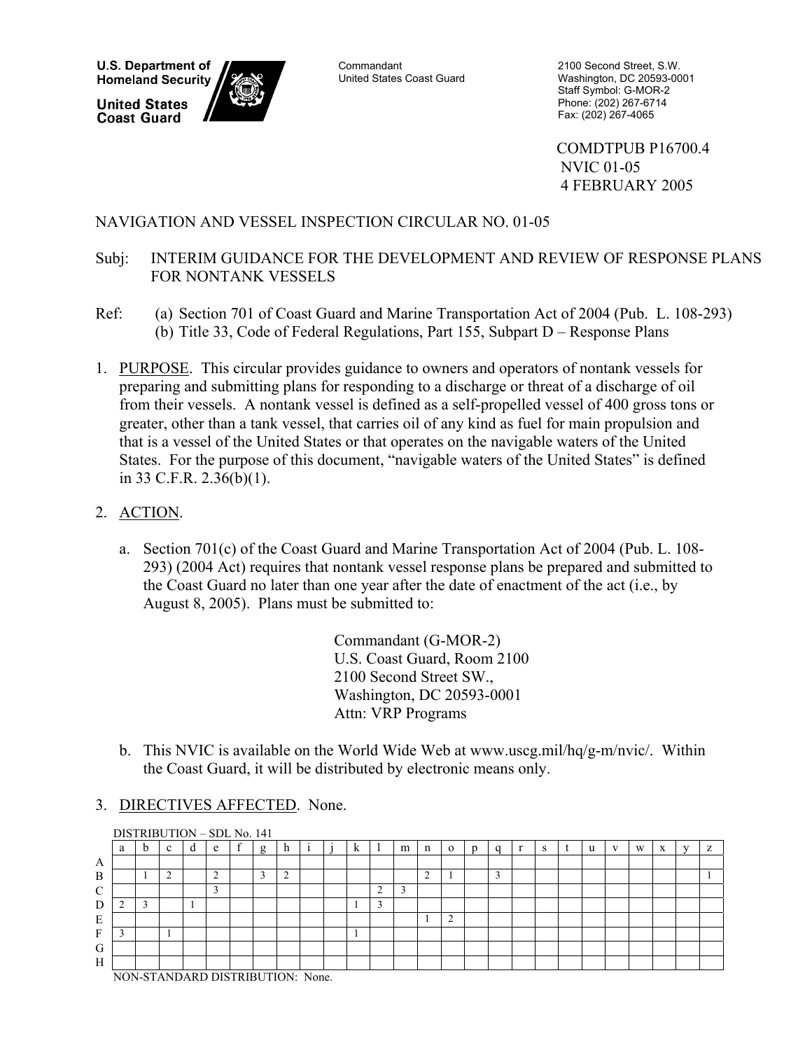**U.S. Department of Homeland Security**
**United States Coast Guard**

Commandant
United States Coast Guard

2100 Second Street, S.W.
Washington, DC 20593-0001
Staff Symbol: G-MOR-2
Phone: (202) 267-6714
Fax: (202) 267-4065

COMDTPUB P16700.4
NVIC 01-05
4 FEBRUARY 2005

NAVIGATION AND VESSEL INSPECTION CIRCULAR NO. 01-05

Subj: INTERIM GUIDANCE FOR THE DEVELOPMENT AND REVIEW OF RESPONSE PLANS FOR NONTANK VESSELS

Ref: (a) Section 701 of Coast Guard and Marine Transportation Act of 2004 (Pub. L. 108-293)
(b) Title 33, Code of Federal Regulations, Part 155, Subpart D – Response Plans

1. PURPOSE. This circular provides guidance to owners and operators of nontank vessels for preparing and submitting plans for responding to a discharge or threat of a discharge of oil from their vessels. A nontank vessel is defined as a self-propelled vessel of 400 gross tons or greater, other than a tank vessel, that carries oil of any kind as fuel for main propulsion and that is a vessel of the United States or that operates on the navigable waters of the United States. For the purpose of this document, "navigable waters of the United States" is defined in 33 C.F.R. 2.36(b)(1).

2. ACTION.

   a. Section 701(c) of the Coast Guard and Marine Transportation Act of 2004 (Pub. L. 108-293) (2004 Act) requires that nontank vessel response plans be prepared and submitted to the Coast Guard no later than one year after the date of enactment of the act (i.e., by August 8, 2005). Plans must be submitted to:

      Commandant (G-MOR-2)
      U.S. Coast Guard, Room 2100
      2100 Second Street SW.,
      Washington, DC 20593-0001
      Attn: VRP Programs

   b. This NVIC is available on the World Wide Web at www.uscg.mil/hq/g-m/nvic/. Within the Coast Guard, it will be distributed by electronic means only.

3. DIRECTIVES AFFECTED. None.

DISTRIBUTION – SDL No. 141

| | a | b | c | d | e | f | g | h | i | j | k | l | m | n | o | p | q | r | s | t | u | v | w | x | y | z |
|---|---|---|---|---|---|---|---|---|---|---|---|---|---|---|---|---|---|---|---|---|---|---|---|---|---|---|
| A | | | | | | | | | | | | | | | | | | | | | | | | | | |
| B | | 1 | 2 | | 2 | | 3 | 2 | | | | | | 2 | 1 | | 3 | | | | | | | | | 1 |
| C | | | | | 3 | | | | | | | 2 | 3 | | | | | | | | | | | | | |
| D | 2 | 3 | | 1 | | | | | | | 1 | 3 | | | | | | | | | | | | | | |
| E | | | | | | | | | | | | | | 1 | 2 | | | | | | | | | | | |
| F | 3 | | 1 | | | | | | | | 1 | | | | | | | | | | | | | | | |
| G | | | | | | | | | | | | | | | | | | | | | | | | | | |
| H | | | | | | | | | | | | | | | | | | | | | | | | | | |

NON-STANDARD DISTRIBUTION: None.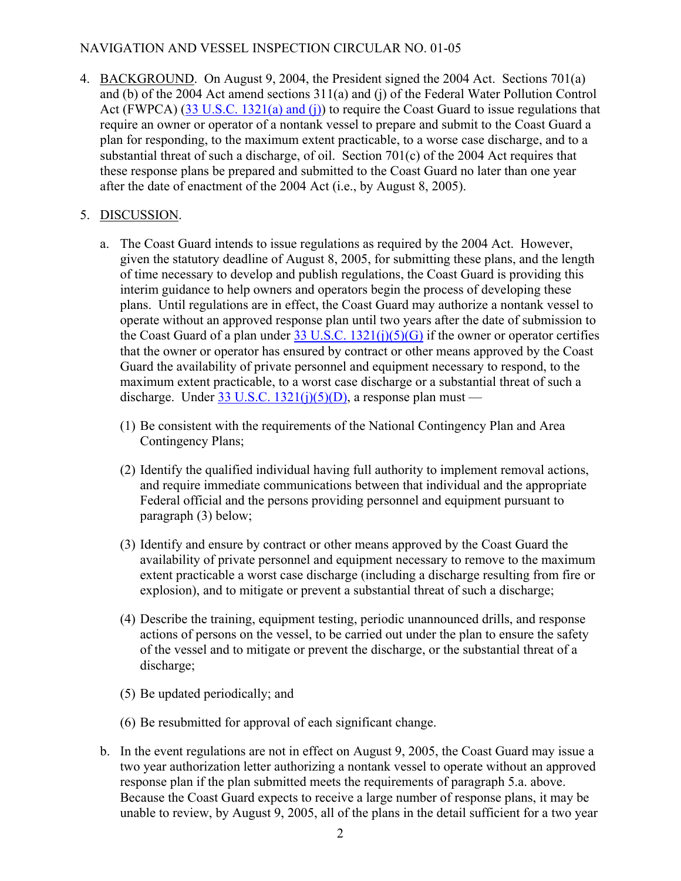4. BACKGROUND. On August 9, 2004, the President signed the 2004 Act. Sections 701(a) and (b) of the 2004 Act amend sections 311(a) and (j) of the Federal Water Pollution Control Act (FWPCA) (33 U.S.C. 1321(a) and (j)) to require the Coast Guard to issue regulations that require an owner or operator of a nontank vessel to prepare and submit to the Coast Guard a plan for responding, to the maximum extent practicable, to a worse case discharge, and to a substantial threat of such a discharge, of oil. Section 701(c) of the 2004 Act requires that these response plans be prepared and submitted to the Coast Guard no later than one year after the date of enactment of the 2004 Act (i.e., by August 8, 2005).

5. DISCUSSION.

   a. The Coast Guard intends to issue regulations as required by the 2004 Act. However, given the statutory deadline of August 8, 2005, for submitting these plans, and the length of time necessary to develop and publish regulations, the Coast Guard is providing this interim guidance to help owners and operators begin the process of developing these plans. Until regulations are in effect, the Coast Guard may authorize a nontank vessel to operate without an approved response plan until two years after the date of submission to the Coast Guard of a plan under 33 U.S.C. 1321(j)(5)(G) if the owner or operator certifies that the owner or operator has ensured by contract or other means approved by the Coast Guard the availability of private personnel and equipment necessary to respond, to the maximum extent practicable, to a worst case discharge or a substantial threat of such a discharge. Under 33 U.S.C. 1321(j)(5)(D), a response plan must —

      (1) Be consistent with the requirements of the National Contingency Plan and Area Contingency Plans;

      (2) Identify the qualified individual having full authority to implement removal actions, and require immediate communications between that individual and the appropriate Federal official and the persons providing personnel and equipment pursuant to paragraph (3) below;

      (3) Identify and ensure by contract or other means approved by the Coast Guard the availability of private personnel and equipment necessary to remove to the maximum extent practicable a worst case discharge (including a discharge resulting from fire or explosion), and to mitigate or prevent a substantial threat of such a discharge;

      (4) Describe the training, equipment testing, periodic unannounced drills, and response actions of persons on the vessel, to be carried out under the plan to ensure the safety of the vessel and to mitigate or prevent the discharge, or the substantial threat of a discharge;

      (5) Be updated periodically; and

      (6) Be resubmitted for approval of each significant change.

   b. In the event regulations are not in effect on August 9, 2005, the Coast Guard may issue a two year authorization letter authorizing a nontank vessel to operate without an approved response plan if the plan submitted meets the requirements of paragraph 5.a. above. Because the Coast Guard expects to receive a large number of response plans, it may be unable to review, by August 9, 2005, all of the plans in the detail sufficient for a two year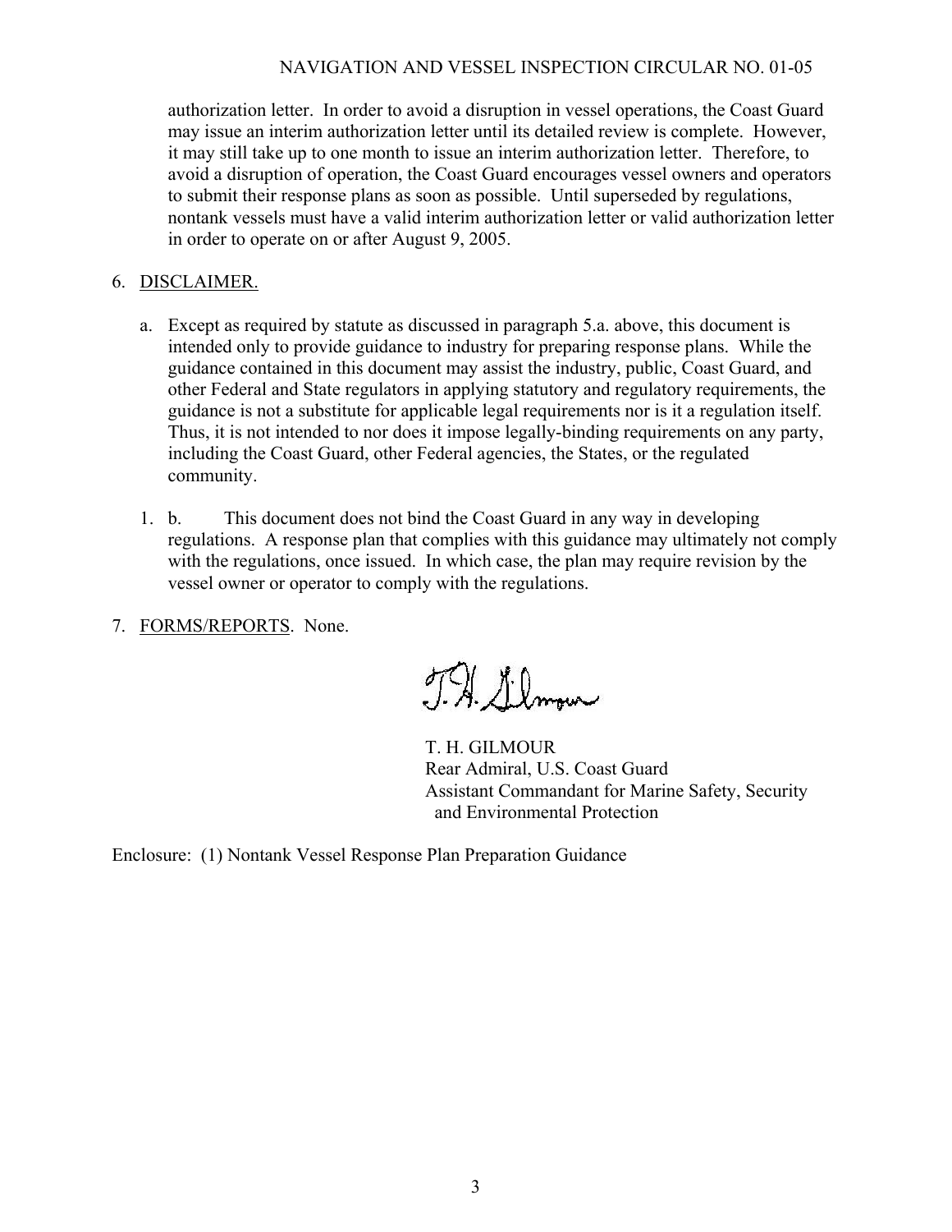authorization letter. In order to avoid a disruption in vessel operations, the Coast Guard may issue an interim authorization letter until its detailed review is complete. However, it may still take up to one month to issue an interim authorization letter. Therefore, to avoid a disruption of operation, the Coast Guard encourages vessel owners and operators to submit their response plans as soon as possible. Until superseded by regulations, nontank vessels must have a valid interim authorization letter or valid authorization letter in order to operate on or after August 9, 2005.

6. DISCLAIMER.

   a. Except as required by statute as discussed in paragraph 5.a. above, this document is intended only to provide guidance to industry for preparing response plans. While the guidance contained in this document may assist the industry, public, Coast Guard, and other Federal and State regulators in applying statutory and regulatory requirements, the guidance is not a substitute for applicable legal requirements nor is it a regulation itself. Thus, it is not intended to nor does it impose legally-binding requirements on any party, including the Coast Guard, other Federal agencies, the States, or the regulated community.

   1. b. This document does not bind the Coast Guard in any way in developing regulations. A response plan that complies with this guidance may ultimately not comply with the regulations, once issued. In which case, the plan may require revision by the vessel owner or operator to comply with the regulations.

7. FORMS/REPORTS. None.

T. H. Gilmour

T. H. GILMOUR
Rear Admiral, U.S. Coast Guard
Assistant Commandant for Marine Safety, Security and Environmental Protection

Enclosure: (1) Nontank Vessel Response Plan Preparation Guidance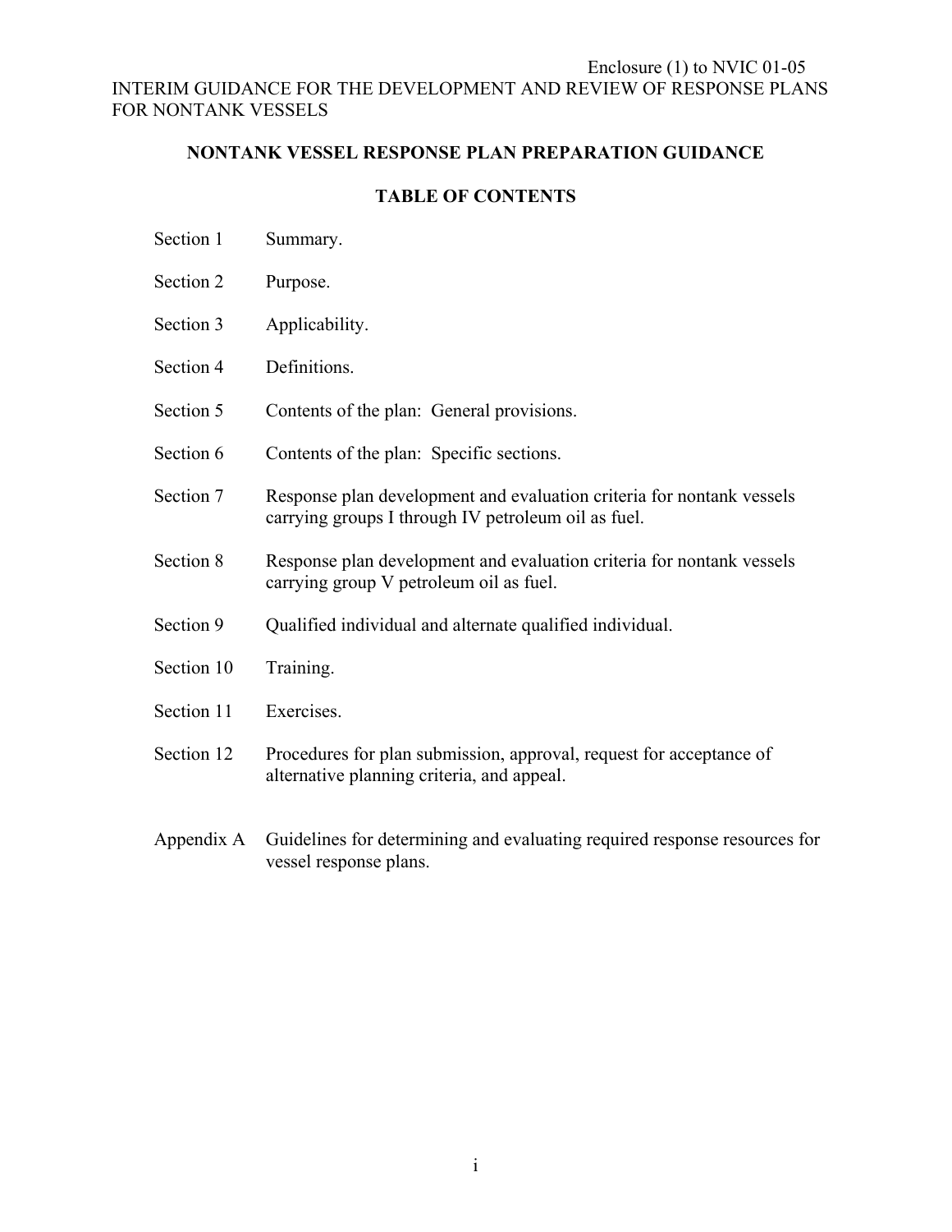Enclosure (1) to NVIC 01-05

INTERIM GUIDANCE FOR THE DEVELOPMENT AND REVIEW OF RESPONSE PLANS FOR NONTANK VESSELS

## NONTANK VESSEL RESPONSE PLAN PREPARATION GUIDANCE

## TABLE OF CONTENTS

| | |
|---|---|
| Section 1 | Summary. |
| Section 2 | Purpose. |
| Section 3 | Applicability. |
| Section 4 | Definitions. |
| Section 5 | Contents of the plan: General provisions. |
| Section 6 | Contents of the plan: Specific sections. |
| Section 7 | Response plan development and evaluation criteria for nontank vessels carrying groups I through IV petroleum oil as fuel. |
| Section 8 | Response plan development and evaluation criteria for nontank vessels carrying group V petroleum oil as fuel. |
| Section 9 | Qualified individual and alternate qualified individual. |
| Section 10 | Training. |
| Section 11 | Exercises. |
| Section 12 | Procedures for plan submission, approval, request for acceptance of alternative planning criteria, and appeal. |
| Appendix A | Guidelines for determining and evaluating required response resources for vessel response plans. |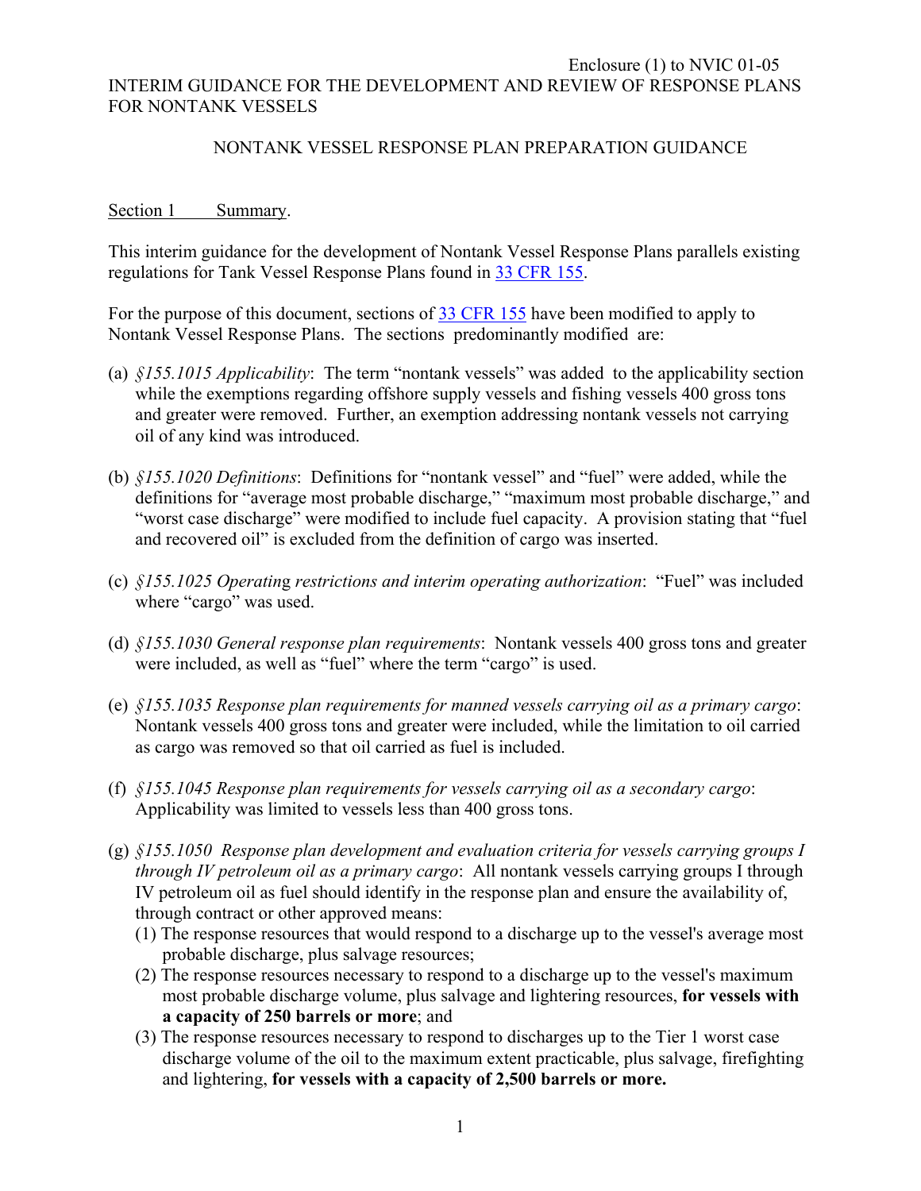Enclosure (1) to NVIC 01-05

INTERIM GUIDANCE FOR THE DEVELOPMENT AND REVIEW OF RESPONSE PLANS FOR NONTANK VESSELS

## NONTANK VESSEL RESPONSE PLAN PREPARATION GUIDANCE

### Section 1 Summary.

This interim guidance for the development of Nontank Vessel Response Plans parallels existing regulations for Tank Vessel Response Plans found in 33 CFR 155.

For the purpose of this document, sections of 33 CFR 155 have been modified to apply to Nontank Vessel Response Plans. The sections predominantly modified are:

(a) *§155.1015 Applicability*: The term "nontank vessels" was added to the applicability section while the exemptions regarding offshore supply vessels and fishing vessels 400 gross tons and greater were removed. Further, an exemption addressing nontank vessels not carrying oil of any kind was introduced.

(b) *§155.1020 Definitions*: Definitions for "nontank vessel" and "fuel" were added, while the definitions for "average most probable discharge," "maximum most probable discharge," and "worst case discharge" were modified to include fuel capacity. A provision stating that "fuel and recovered oil" is excluded from the definition of cargo was inserted.

(c) *§155.1025 Operating restrictions and interim operating authorization*: "Fuel" was included where "cargo" was used.

(d) *§155.1030 General response plan requirements*: Nontank vessels 400 gross tons and greater were included, as well as "fuel" where the term "cargo" is used.

(e) *§155.1035 Response plan requirements for manned vessels carrying oil as a primary cargo*: Nontank vessels 400 gross tons and greater were included, while the limitation to oil carried as cargo was removed so that oil carried as fuel is included.

(f) *§155.1045 Response plan requirements for vessels carrying oil as a secondary cargo*: Applicability was limited to vessels less than 400 gross tons.

(g) *§155.1050 Response plan development and evaluation criteria for vessels carrying groups I through IV petroleum oil as a primary cargo*: All nontank vessels carrying groups I through IV petroleum oil as fuel should identify in the response plan and ensure the availability of, through contract or other approved means:
  (1) The response resources that would respond to a discharge up to the vessel's average most probable discharge, plus salvage resources;
  (2) The response resources necessary to respond to a discharge up to the vessel's maximum most probable discharge volume, plus salvage and lightering resources, **for vessels with a capacity of 250 barrels or more**; and
  (3) The response resources necessary to respond to discharges up to the Tier 1 worst case discharge volume of the oil to the maximum extent practicable, plus salvage, firefighting and lightering, **for vessels with a capacity of 2,500 barrels or more.**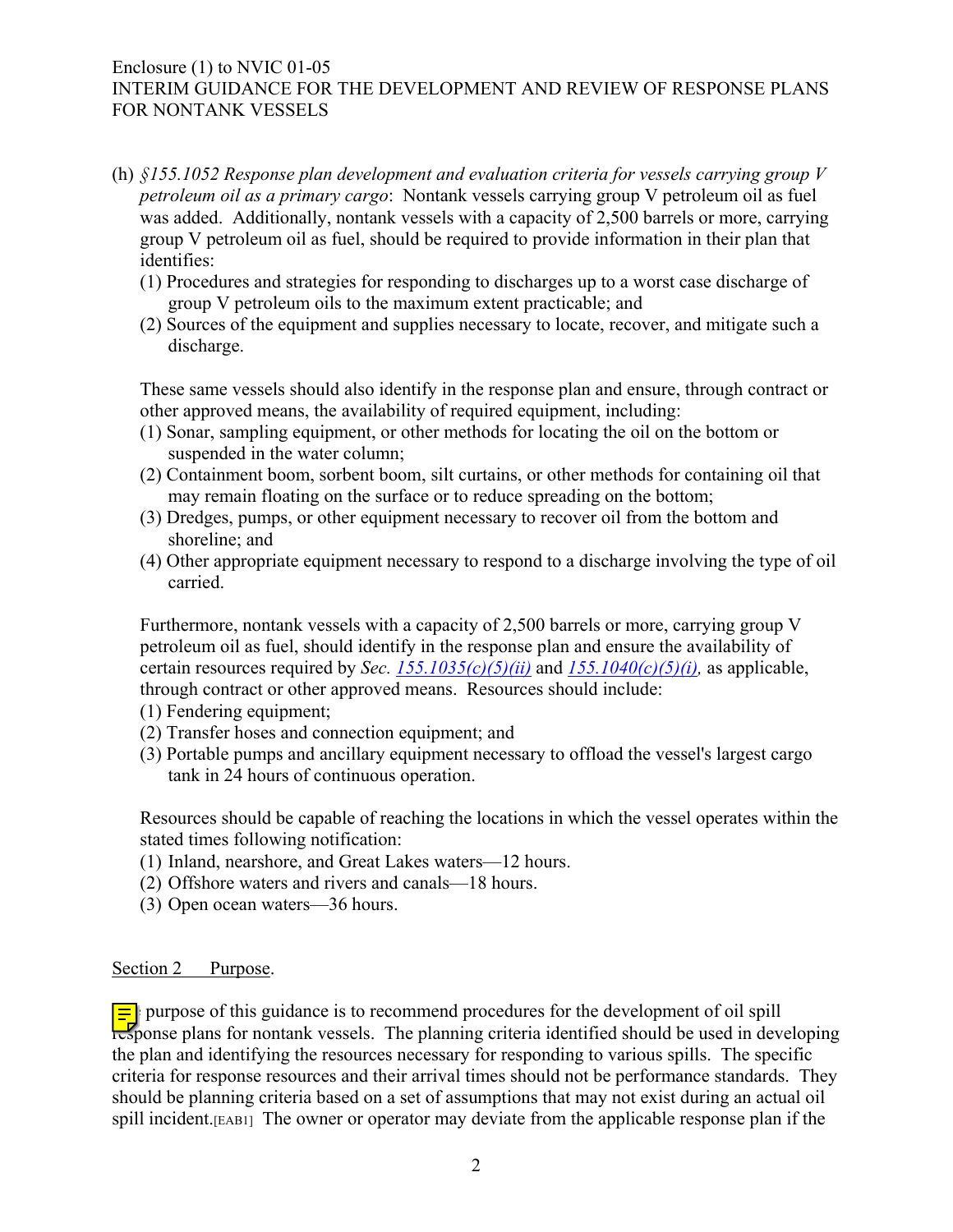(h) *§155.1052 Response plan development and evaluation criteria for vessels carrying group V petroleum oil as a primary cargo*: Nontank vessels carrying group V petroleum oil as fuel was added. Additionally, nontank vessels with a capacity of 2,500 barrels or more, carrying group V petroleum oil as fuel, should be required to provide information in their plan that identifies:

(1) Procedures and strategies for responding to discharges up to a worst case discharge of group V petroleum oils to the maximum extent practicable; and

(2) Sources of the equipment and supplies necessary to locate, recover, and mitigate such a discharge.

These same vessels should also identify in the response plan and ensure, through contract or other approved means, the availability of required equipment, including:

(1) Sonar, sampling equipment, or other methods for locating the oil on the bottom or suspended in the water column;

(2) Containment boom, sorbent boom, silt curtains, or other methods for containing oil that may remain floating on the surface or to reduce spreading on the bottom;

(3) Dredges, pumps, or other equipment necessary to recover oil from the bottom and shoreline; and

(4) Other appropriate equipment necessary to respond to a discharge involving the type of oil carried.

Furthermore, nontank vessels with a capacity of 2,500 barrels or more, carrying group V petroleum oil as fuel, should identify in the response plan and ensure the availability of certain resources required by *Sec.* [155.1035(c)(5)(ii)]() and [155.1040(c)(5)(i)](), as applicable, through contract or other approved means. Resources should include:

(1) Fendering equipment;

(2) Transfer hoses and connection equipment; and

(3) Portable pumps and ancillary equipment necessary to offload the vessel's largest cargo tank in 24 hours of continuous operation.

Resources should be capable of reaching the locations in which the vessel operates within the stated times following notification:

(1) Inland, nearshore, and Great Lakes waters—12 hours.

(2) Offshore waters and rivers and canals—18 hours.

(3) Open ocean waters—36 hours.

<u>Section 2 Purpose</u>.

The purpose of this guidance is to recommend procedures for the development of oil spill response plans for nontank vessels. The planning criteria identified should be used in developing the plan and identifying the resources necessary for responding to various spills. The specific criteria for response resources and their arrival times should not be performance standards. They should be planning criteria based on a set of assumptions that may not exist during an actual oil spill incident.[EAB1] The owner or operator may deviate from the applicable response plan if the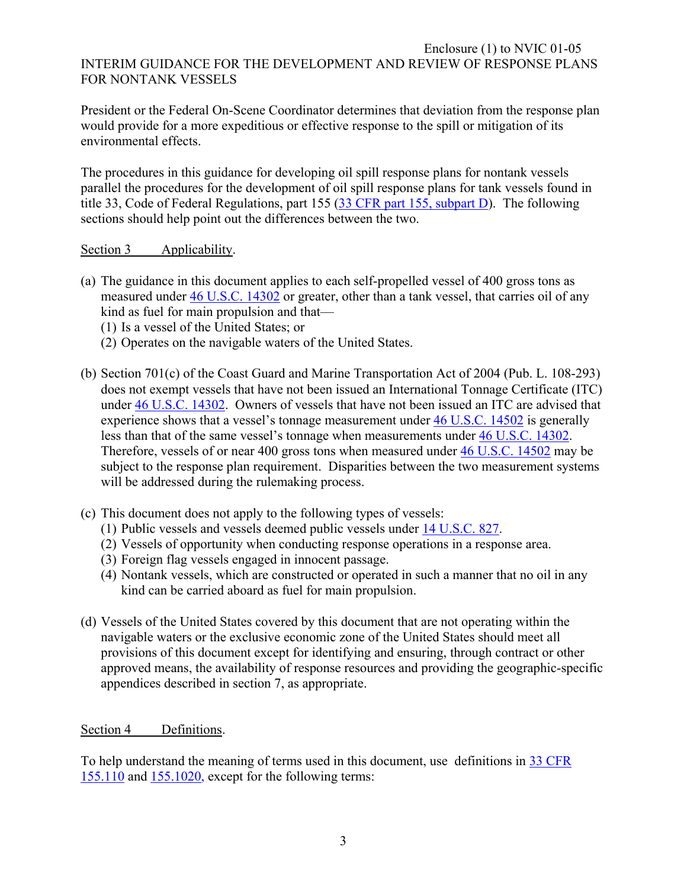President or the Federal On-Scene Coordinator determines that deviation from the response plan would provide for a more expeditious or effective response to the spill or mitigation of its environmental effects.

The procedures in this guidance for developing oil spill response plans for nontank vessels parallel the procedures for the development of oil spill response plans for tank vessels found in title 33, Code of Federal Regulations, part 155 (33 CFR part 155, subpart D). The following sections should help point out the differences between the two.

## Section 3 Applicability.

(a) The guidance in this document applies to each self-propelled vessel of 400 gross tons as measured under 46 U.S.C. 14302 or greater, other than a tank vessel, that carries oil of any kind as fuel for main propulsion and that—
  (1) Is a vessel of the United States; or
  (2) Operates on the navigable waters of the United States.

(b) Section 701(c) of the Coast Guard and Marine Transportation Act of 2004 (Pub. L. 108-293) does not exempt vessels that have not been issued an International Tonnage Certificate (ITC) under 46 U.S.C. 14302. Owners of vessels that have not been issued an ITC are advised that experience shows that a vessel's tonnage measurement under 46 U.S.C. 14502 is generally less than that of the same vessel's tonnage when measurements under 46 U.S.C. 14302. Therefore, vessels of or near 400 gross tons when measured under 46 U.S.C. 14502 may be subject to the response plan requirement. Disparities between the two measurement systems will be addressed during the rulemaking process.

(c) This document does not apply to the following types of vessels:
  (1) Public vessels and vessels deemed public vessels under 14 U.S.C. 827.
  (2) Vessels of opportunity when conducting response operations in a response area.
  (3) Foreign flag vessels engaged in innocent passage.
  (4) Nontank vessels, which are constructed or operated in such a manner that no oil in any kind can be carried aboard as fuel for main propulsion.

(d) Vessels of the United States covered by this document that are not operating within the navigable waters or the exclusive economic zone of the United States should meet all provisions of this document except for identifying and ensuring, through contract or other approved means, the availability of response resources and providing the geographic-specific appendices described in section 7, as appropriate.

## Section 4 Definitions.

To help understand the meaning of terms used in this document, use definitions in 33 CFR 155.110 and 155.1020, except for the following terms: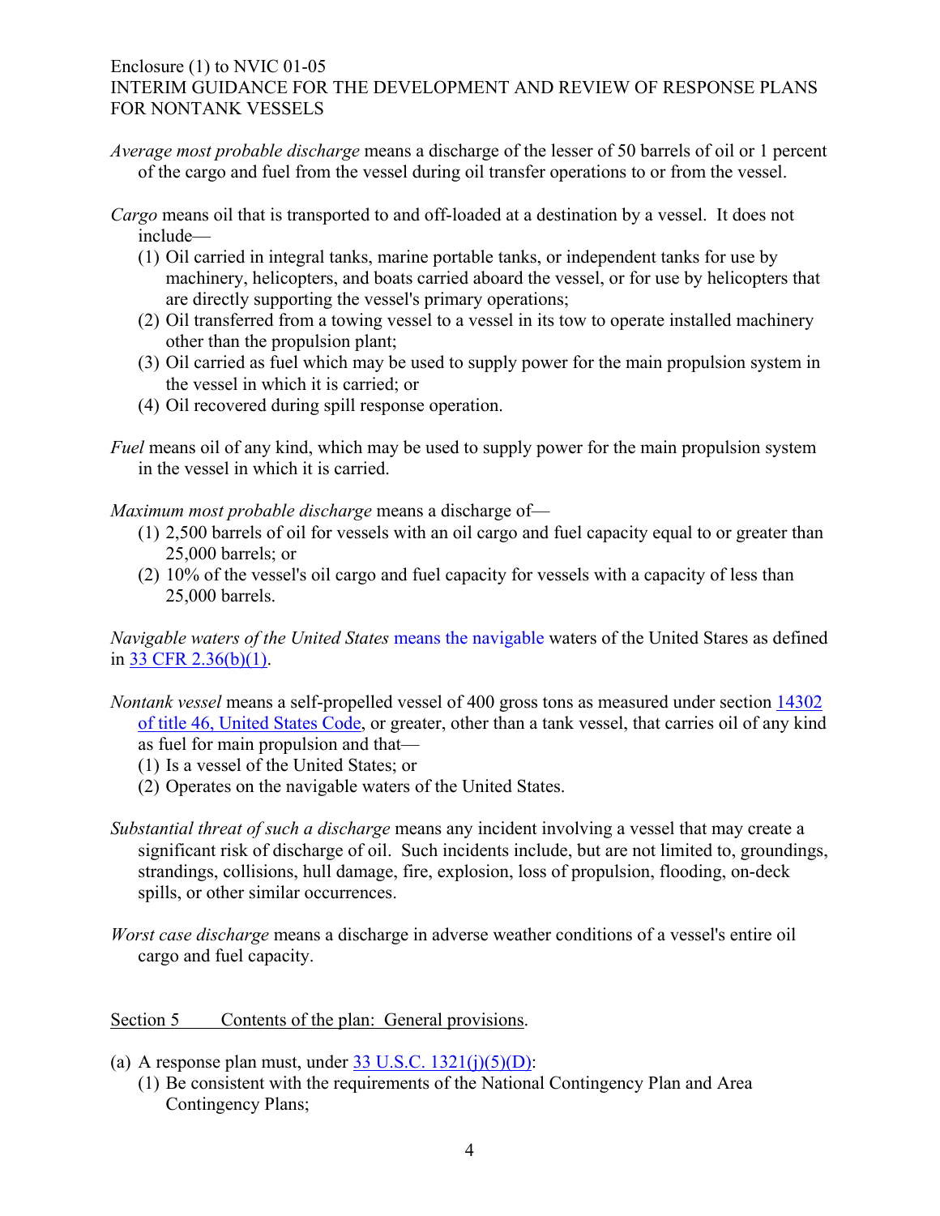*Average most probable discharge* means a discharge of the lesser of 50 barrels of oil or 1 percent of the cargo and fuel from the vessel during oil transfer operations to or from the vessel.

*Cargo* means oil that is transported to and off-loaded at a destination by a vessel. It does not include—

(1) Oil carried in integral tanks, marine portable tanks, or independent tanks for use by machinery, helicopters, and boats carried aboard the vessel, or for use by helicopters that are directly supporting the vessel's primary operations;
(2) Oil transferred from a towing vessel to a vessel in its tow to operate installed machinery other than the propulsion plant;
(3) Oil carried as fuel which may be used to supply power for the main propulsion system in the vessel in which it is carried; or
(4) Oil recovered during spill response operation.

*Fuel* means oil of any kind, which may be used to supply power for the main propulsion system in the vessel in which it is carried.

*Maximum most probable discharge* means a discharge of—

(1) 2,500 barrels of oil for vessels with an oil cargo and fuel capacity equal to or greater than 25,000 barrels; or
(2) 10% of the vessel's oil cargo and fuel capacity for vessels with a capacity of less than 25,000 barrels.

*Navigable waters of the United States* means the navigable waters of the United States as defined in 33 CFR 2.36(b)(1).

*Nontank vessel* means a self-propelled vessel of 400 gross tons as measured under section 14302 of title 46, United States Code, or greater, other than a tank vessel, that carries oil of any kind as fuel for main propulsion and that—

(1) Is a vessel of the United States; or
(2) Operates on the navigable waters of the United States.

*Substantial threat of such a discharge* means any incident involving a vessel that may create a significant risk of discharge of oil. Such incidents include, but are not limited to, groundings, strandings, collisions, hull damage, fire, explosion, loss of propulsion, flooding, on-deck spills, or other similar occurrences.

*Worst case discharge* means a discharge in adverse weather conditions of a vessel's entire oil cargo and fuel capacity.

## Section 5 Contents of the plan: General provisions.

(a) A response plan must, under 33 U.S.C. 1321(j)(5)(D):
   (1) Be consistent with the requirements of the National Contingency Plan and Area Contingency Plans;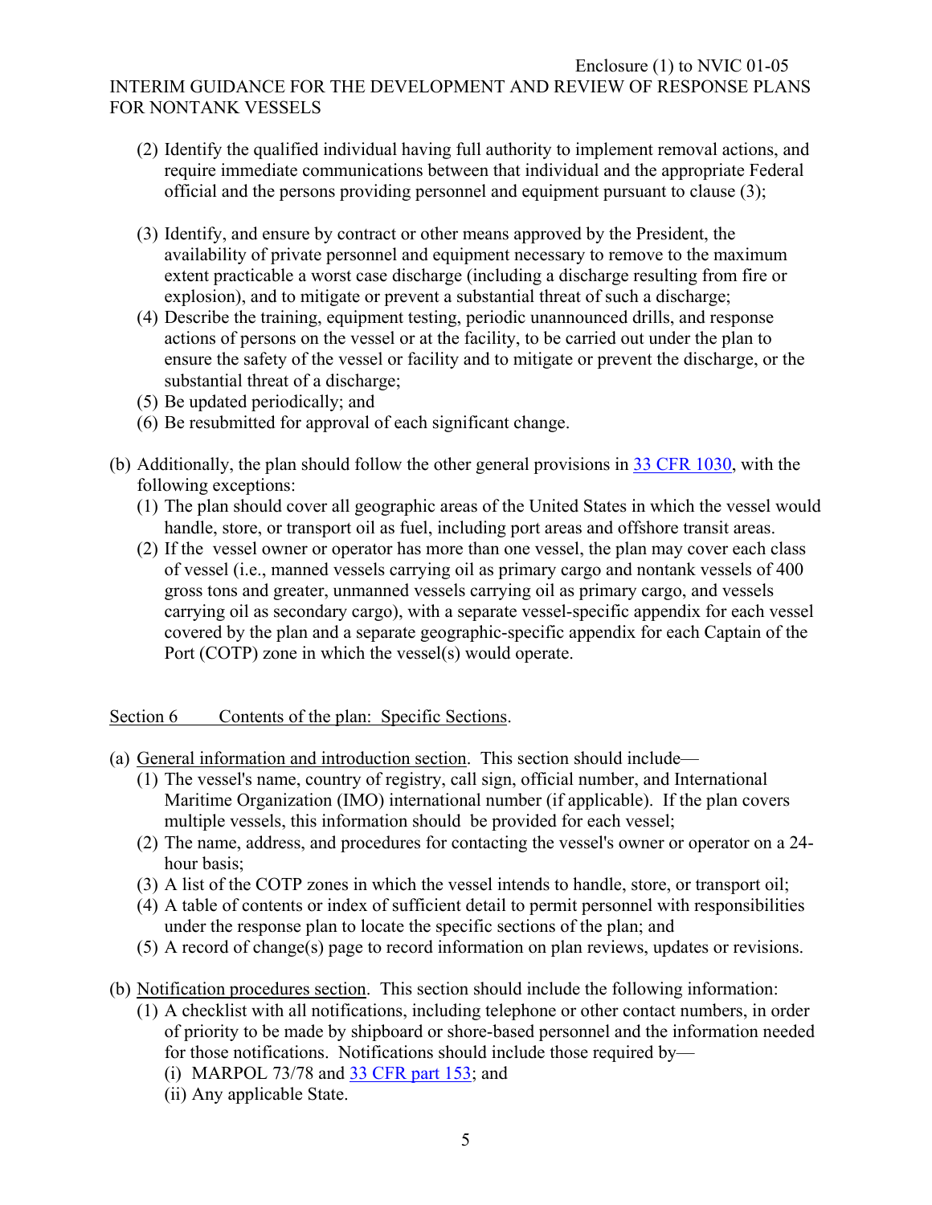(2) Identify the qualified individual having full authority to implement removal actions, and require immediate communications between that individual and the appropriate Federal official and the persons providing personnel and equipment pursuant to clause (3);

(3) Identify, and ensure by contract or other means approved by the President, the availability of private personnel and equipment necessary to remove to the maximum extent practicable a worst case discharge (including a discharge resulting from fire or explosion), and to mitigate or prevent a substantial threat of such a discharge;

(4) Describe the training, equipment testing, periodic unannounced drills, and response actions of persons on the vessel or at the facility, to be carried out under the plan to ensure the safety of the vessel or facility and to mitigate or prevent the discharge, or the substantial threat of a discharge;

(5) Be updated periodically; and

(6) Be resubmitted for approval of each significant change.

(b) Additionally, the plan should follow the other general provisions in 33 CFR 1030, with the following exceptions:

(1) The plan should cover all geographic areas of the United States in which the vessel would handle, store, or transport oil as fuel, including port areas and offshore transit areas.

(2) If the vessel owner or operator has more than one vessel, the plan may cover each class of vessel (i.e., manned vessels carrying oil as primary cargo and nontank vessels of 400 gross tons and greater, unmanned vessels carrying oil as primary cargo, and vessels carrying oil as secondary cargo), with a separate vessel-specific appendix for each vessel covered by the plan and a separate geographic-specific appendix for each Captain of the Port (COTP) zone in which the vessel(s) would operate.

Section 6 Contents of the plan: Specific Sections.

(a) General information and introduction section. This section should include—

(1) The vessel's name, country of registry, call sign, official number, and International Maritime Organization (IMO) international number (if applicable). If the plan covers multiple vessels, this information should be provided for each vessel;

(2) The name, address, and procedures for contacting the vessel's owner or operator on a 24-hour basis;

(3) A list of the COTP zones in which the vessel intends to handle, store, or transport oil;

(4) A table of contents or index of sufficient detail to permit personnel with responsibilities under the response plan to locate the specific sections of the plan; and

(5) A record of change(s) page to record information on plan reviews, updates or revisions.

(b) Notification procedures section. This section should include the following information:

(1) A checklist with all notifications, including telephone or other contact numbers, in order of priority to be made by shipboard or shore-based personnel and the information needed for those notifications. Notifications should include those required by—

(i) MARPOL 73/78 and 33 CFR part 153; and

(ii) Any applicable State.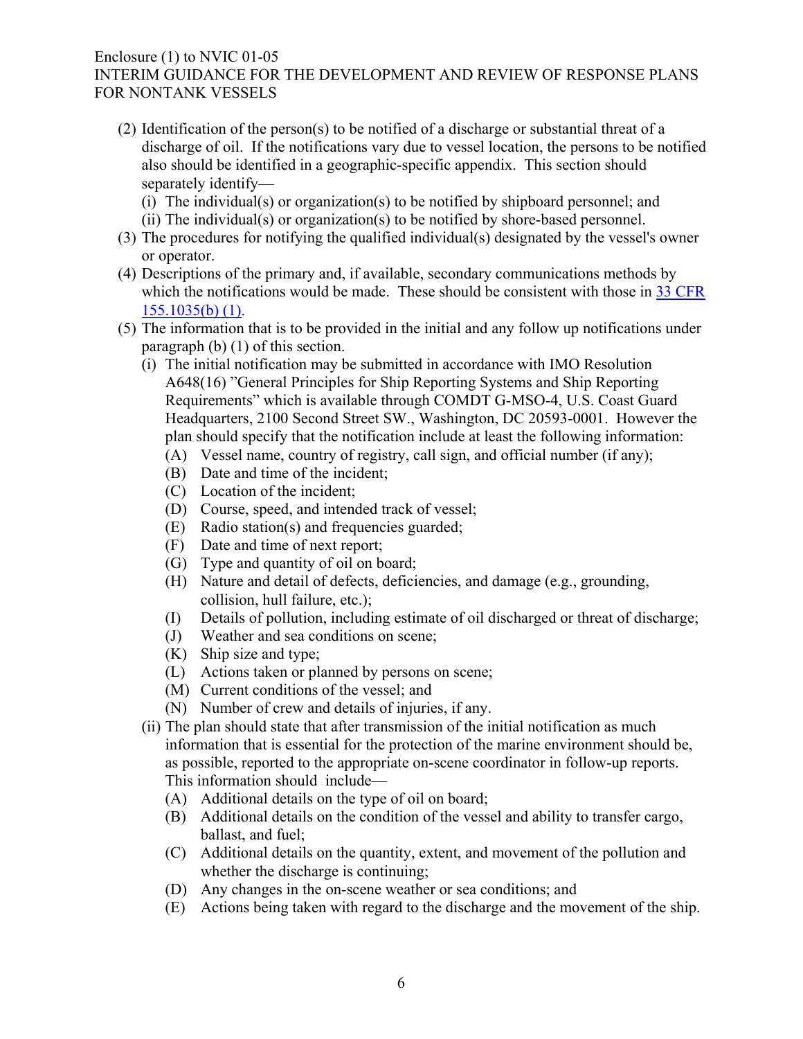(2) Identification of the person(s) to be notified of a discharge or substantial threat of a discharge of oil. If the notifications vary due to vessel location, the persons to be notified also should be identified in a geographic-specific appendix. This section should separately identify—

   (i) The individual(s) or organization(s) to be notified by shipboard personnel; and

   (ii) The individual(s) or organization(s) to be notified by shore-based personnel.

(3) The procedures for notifying the qualified individual(s) designated by the vessel's owner or operator.

(4) Descriptions of the primary and, if available, secondary communications methods by which the notifications would be made. These should be consistent with those in 33 CFR 155.1035(b) (1).

(5) The information that is to be provided in the initial and any follow up notifications under paragraph (b) (1) of this section.

   (i) The initial notification may be submitted in accordance with IMO Resolution A648(16) "General Principles for Ship Reporting Systems and Ship Reporting Requirements" which is available through COMDT G-MSO-4, U.S. Coast Guard Headquarters, 2100 Second Street SW., Washington, DC 20593-0001. However the plan should specify that the notification include at least the following information:

      (A) Vessel name, country of registry, call sign, and official number (if any);
      (B) Date and time of the incident;
      (C) Location of the incident;
      (D) Course, speed, and intended track of vessel;
      (E) Radio station(s) and frequencies guarded;
      (F) Date and time of next report;
      (G) Type and quantity of oil on board;
      (H) Nature and detail of defects, deficiencies, and damage (e.g., grounding, collision, hull failure, etc.);
      (I) Details of pollution, including estimate of oil discharged or threat of discharge;
      (J) Weather and sea conditions on scene;
      (K) Ship size and type;
      (L) Actions taken or planned by persons on scene;
      (M) Current conditions of the vessel; and
      (N) Number of crew and details of injuries, if any.

   (ii) The plan should state that after transmission of the initial notification as much information that is essential for the protection of the marine environment should be, as possible, reported to the appropriate on-scene coordinator in follow-up reports. This information should include—

      (A) Additional details on the type of oil on board;
      (B) Additional details on the condition of the vessel and ability to transfer cargo, ballast, and fuel;
      (C) Additional details on the quantity, extent, and movement of the pollution and whether the discharge is continuing;
      (D) Any changes in the on-scene weather or sea conditions; and
      (E) Actions being taken with regard to the discharge and the movement of the ship.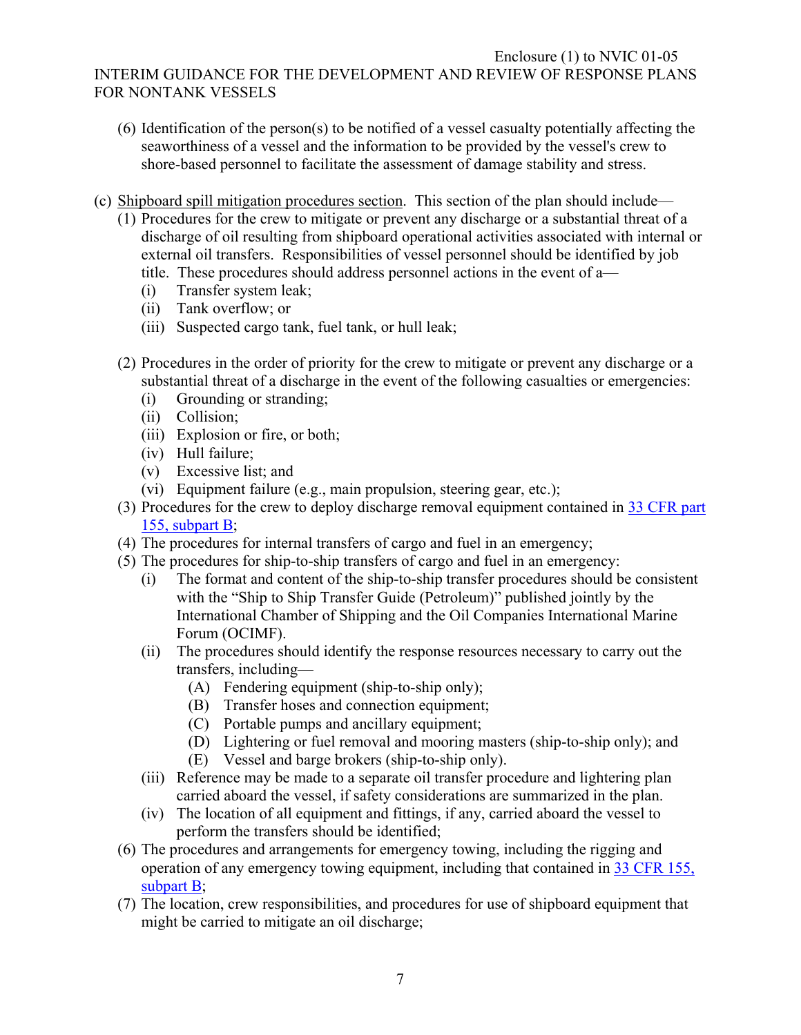(6) Identification of the person(s) to be notified of a vessel casualty potentially affecting the seaworthiness of a vessel and the information to be provided by the vessel's crew to shore-based personnel to facilitate the assessment of damage stability and stress.

(c) Shipboard spill mitigation procedures section. This section of the plan should include—

- (1) Procedures for the crew to mitigate or prevent any discharge or a substantial threat of a discharge of oil resulting from shipboard operational activities associated with internal or external oil transfers. Responsibilities of vessel personnel should be identified by job title. These procedures should address personnel actions in the event of a—
  - (i) Transfer system leak;
  - (ii) Tank overflow; or
  - (iii) Suspected cargo tank, fuel tank, or hull leak;
- (2) Procedures in the order of priority for the crew to mitigate or prevent any discharge or a substantial threat of a discharge in the event of the following casualties or emergencies:
  - (i) Grounding or stranding;
  - (ii) Collision;
  - (iii) Explosion or fire, or both;
  - (iv) Hull failure;
  - (v) Excessive list; and
  - (vi) Equipment failure (e.g., main propulsion, steering gear, etc.);
- (3) Procedures for the crew to deploy discharge removal equipment contained in 33 CFR part 155, subpart B;
- (4) The procedures for internal transfers of cargo and fuel in an emergency;
- (5) The procedures for ship-to-ship transfers of cargo and fuel in an emergency:
  - (i) The format and content of the ship-to-ship transfer procedures should be consistent with the "Ship to Ship Transfer Guide (Petroleum)" published jointly by the International Chamber of Shipping and the Oil Companies International Marine Forum (OCIMF).
  - (ii) The procedures should identify the response resources necessary to carry out the transfers, including—
    - (A) Fendering equipment (ship-to-ship only);
    - (B) Transfer hoses and connection equipment;
    - (C) Portable pumps and ancillary equipment;
    - (D) Lightering or fuel removal and mooring masters (ship-to-ship only); and
    - (E) Vessel and barge brokers (ship-to-ship only).
  - (iii) Reference may be made to a separate oil transfer procedure and lightering plan carried aboard the vessel, if safety considerations are summarized in the plan.
  - (iv) The location of all equipment and fittings, if any, carried aboard the vessel to perform the transfers should be identified;
- (6) The procedures and arrangements for emergency towing, including the rigging and operation of any emergency towing equipment, including that contained in 33 CFR 155, subpart B;
- (7) The location, crew responsibilities, and procedures for use of shipboard equipment that might be carried to mitigate an oil discharge;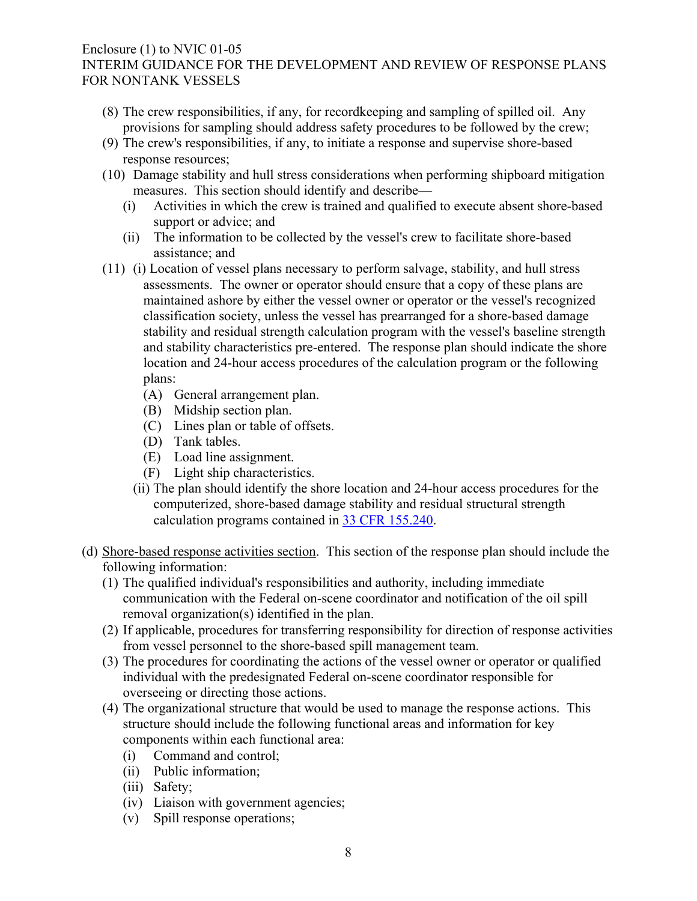(8) The crew responsibilities, if any, for recordkeeping and sampling of spilled oil. Any provisions for sampling should address safety procedures to be followed by the crew;

(9) The crew's responsibilities, if any, to initiate a response and supervise shore-based response resources;

(10) Damage stability and hull stress considerations when performing shipboard mitigation measures. This section should identify and describe—

  (i) Activities in which the crew is trained and qualified to execute absent shore-based support or advice; and

  (ii) The information to be collected by the vessel's crew to facilitate shore-based assistance; and

(11) (i) Location of vessel plans necessary to perform salvage, stability, and hull stress assessments. The owner or operator should ensure that a copy of these plans are maintained ashore by either the vessel owner or operator or the vessel's recognized classification society, unless the vessel has prearranged for a shore-based damage stability and residual strength calculation program with the vessel's baseline strength and stability characteristics pre-entered. The response plan should indicate the shore location and 24-hour access procedures of the calculation program or the following plans:

  (A) General arrangement plan.

  (B) Midship section plan.

  (C) Lines plan or table of offsets.

  (D) Tank tables.

  (E) Load line assignment.

  (F) Light ship characteristics.

  (ii) The plan should identify the shore location and 24-hour access procedures for the computerized, shore-based damage stability and residual structural strength calculation programs contained in [33 CFR 155.240](33 CFR 155.240).

(d) Shore-based response activities section. This section of the response plan should include the following information:

  (1) The qualified individual's responsibilities and authority, including immediate communication with the Federal on-scene coordinator and notification of the oil spill removal organization(s) identified in the plan.

  (2) If applicable, procedures for transferring responsibility for direction of response activities from vessel personnel to the shore-based spill management team.

  (3) The procedures for coordinating the actions of the vessel owner or operator or qualified individual with the predesignated Federal on-scene coordinator responsible for overseeing or directing those actions.

  (4) The organizational structure that would be used to manage the response actions. This structure should include the following functional areas and information for key components within each functional area:

    (i) Command and control;

    (ii) Public information;

    (iii) Safety;

    (iv) Liaison with government agencies;

    (v) Spill response operations;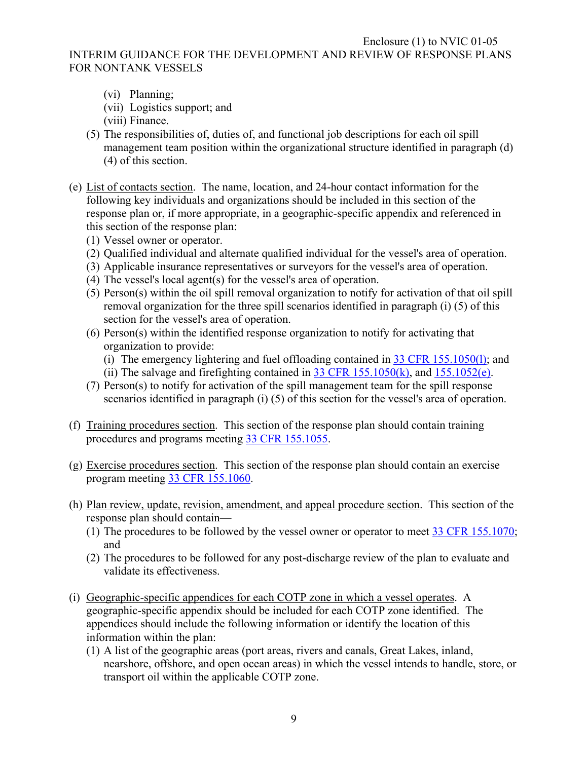(vi) Planning;

(vii) Logistics support; and

(viii) Finance.

(5) The responsibilities of, duties of, and functional job descriptions for each oil spill management team position within the organizational structure identified in paragraph (d) (4) of this section.

(e) List of contacts section. The name, location, and 24-hour contact information for the following key individuals and organizations should be included in this section of the response plan or, if more appropriate, in a geographic-specific appendix and referenced in this section of the response plan:

(1) Vessel owner or operator.

(2) Qualified individual and alternate qualified individual for the vessel's area of operation.

(3) Applicable insurance representatives or surveyors for the vessel's area of operation.

(4) The vessel's local agent(s) for the vessel's area of operation.

(5) Person(s) within the oil spill removal organization to notify for activation of that oil spill removal organization for the three spill scenarios identified in paragraph (i) (5) of this section for the vessel's area of operation.

(6) Person(s) within the identified response organization to notify for activating that organization to provide:

(i) The emergency lightering and fuel offloading contained in 33 CFR 155.1050(l); and

(ii) The salvage and firefighting contained in 33 CFR 155.1050(k), and 155.1052(e).

(7) Person(s) to notify for activation of the spill management team for the spill response scenarios identified in paragraph (i) (5) of this section for the vessel's area of operation.

(f) Training procedures section. This section of the response plan should contain training procedures and programs meeting 33 CFR 155.1055.

(g) Exercise procedures section. This section of the response plan should contain an exercise program meeting 33 CFR 155.1060.

(h) Plan review, update, revision, amendment, and appeal procedure section. This section of the response plan should contain—

(1) The procedures to be followed by the vessel owner or operator to meet 33 CFR 155.1070; and

(2) The procedures to be followed for any post-discharge review of the plan to evaluate and validate its effectiveness.

(i) Geographic-specific appendices for each COTP zone in which a vessel operates. A geographic-specific appendix should be included for each COTP zone identified. The appendices should include the following information or identify the location of this information within the plan:

(1) A list of the geographic areas (port areas, rivers and canals, Great Lakes, inland, nearshore, offshore, and open ocean areas) in which the vessel intends to handle, store, or transport oil within the applicable COTP zone.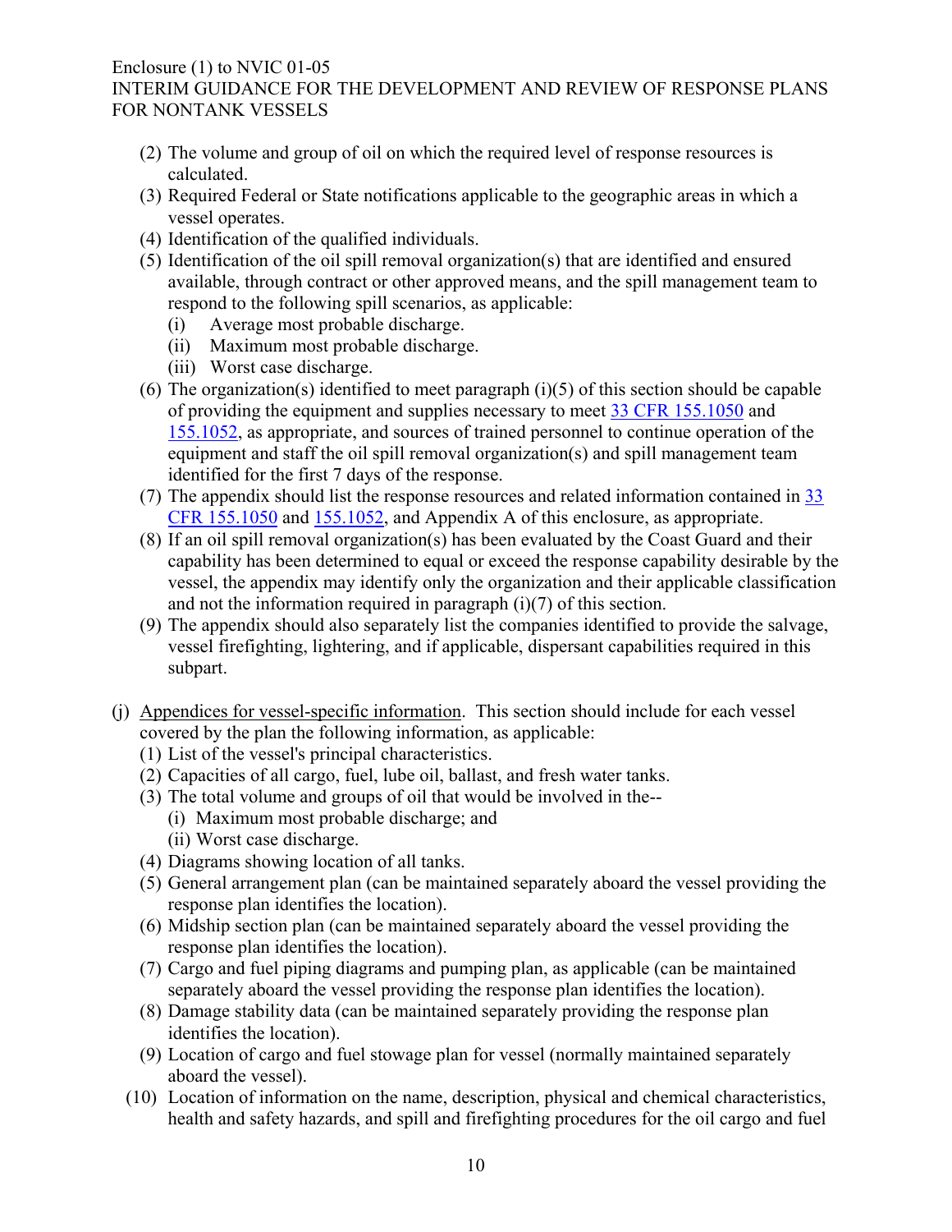(2) The volume and group of oil on which the required level of response resources is calculated.

(3) Required Federal or State notifications applicable to the geographic areas in which a vessel operates.

(4) Identification of the qualified individuals.

(5) Identification of the oil spill removal organization(s) that are identified and ensured available, through contract or other approved means, and the spill management team to respond to the following spill scenarios, as applicable:

   (i) Average most probable discharge.

   (ii) Maximum most probable discharge.

   (iii) Worst case discharge.

(6) The organization(s) identified to meet paragraph (i)(5) of this section should be capable of providing the equipment and supplies necessary to meet 33 CFR 155.1050 and 155.1052, as appropriate, and sources of trained personnel to continue operation of the equipment and staff the oil spill removal organization(s) and spill management team identified for the first 7 days of the response.

(7) The appendix should list the response resources and related information contained in 33 CFR 155.1050 and 155.1052, and Appendix A of this enclosure, as appropriate.

(8) If an oil spill removal organization(s) has been evaluated by the Coast Guard and their capability has been determined to equal or exceed the response capability desirable by the vessel, the appendix may identify only the organization and their applicable classification and not the information required in paragraph (i)(7) of this section.

(9) The appendix should also separately list the companies identified to provide the salvage, vessel firefighting, lightering, and if applicable, dispersant capabilities required in this subpart.

(j) Appendices for vessel-specific information. This section should include for each vessel covered by the plan the following information, as applicable:

(1) List of the vessel's principal characteristics.

(2) Capacities of all cargo, fuel, lube oil, ballast, and fresh water tanks.

(3) The total volume and groups of oil that would be involved in the--

   (i) Maximum most probable discharge; and

   (ii) Worst case discharge.

(4) Diagrams showing location of all tanks.

(5) General arrangement plan (can be maintained separately aboard the vessel providing the response plan identifies the location).

(6) Midship section plan (can be maintained separately aboard the vessel providing the response plan identifies the location).

(7) Cargo and fuel piping diagrams and pumping plan, as applicable (can be maintained separately aboard the vessel providing the response plan identifies the location).

(8) Damage stability data (can be maintained separately providing the response plan identifies the location).

(9) Location of cargo and fuel stowage plan for vessel (normally maintained separately aboard the vessel).

(10) Location of information on the name, description, physical and chemical characteristics, health and safety hazards, and spill and firefighting procedures for the oil cargo and fuel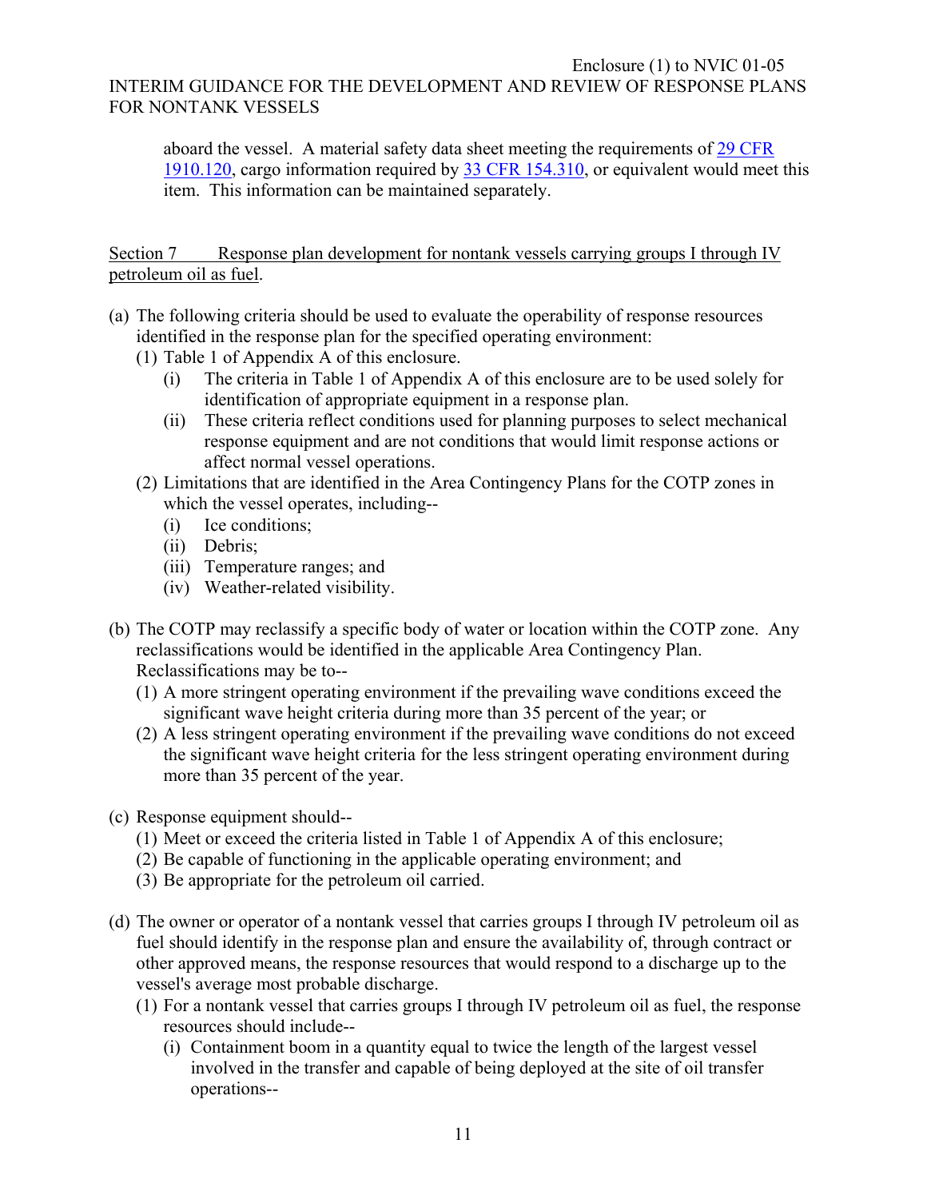aboard the vessel. A material safety data sheet meeting the requirements of [29 CFR 1910.120](), cargo information required by [33 CFR 154.310](), or equivalent would meet this item. This information can be maintained separately.

Section 7 Response plan development for nontank vessels carrying groups I through IV petroleum oil as fuel.

(a) The following criteria should be used to evaluate the operability of response resources identified in the response plan for the specified operating environment:
   (1) Table 1 of Appendix A of this enclosure.
      (i) The criteria in Table 1 of Appendix A of this enclosure are to be used solely for identification of appropriate equipment in a response plan.
      (ii) These criteria reflect conditions used for planning purposes to select mechanical response equipment and are not conditions that would limit response actions or affect normal vessel operations.
   (2) Limitations that are identified in the Area Contingency Plans for the COTP zones in which the vessel operates, including--
      (i) Ice conditions;
      (ii) Debris;
      (iii) Temperature ranges; and
      (iv) Weather-related visibility.

(b) The COTP may reclassify a specific body of water or location within the COTP zone. Any reclassifications would be identified in the applicable Area Contingency Plan. Reclassifications may be to--
   (1) A more stringent operating environment if the prevailing wave conditions exceed the significant wave height criteria during more than 35 percent of the year; or
   (2) A less stringent operating environment if the prevailing wave conditions do not exceed the significant wave height criteria for the less stringent operating environment during more than 35 percent of the year.

(c) Response equipment should--
   (1) Meet or exceed the criteria listed in Table 1 of Appendix A of this enclosure;
   (2) Be capable of functioning in the applicable operating environment; and
   (3) Be appropriate for the petroleum oil carried.

(d) The owner or operator of a nontank vessel that carries groups I through IV petroleum oil as fuel should identify in the response plan and ensure the availability of, through contract or other approved means, the response resources that would respond to a discharge up to the vessel's average most probable discharge.
   (1) For a nontank vessel that carries groups I through IV petroleum oil as fuel, the response resources should include--
      (i) Containment boom in a quantity equal to twice the length of the largest vessel involved in the transfer and capable of being deployed at the site of oil transfer operations--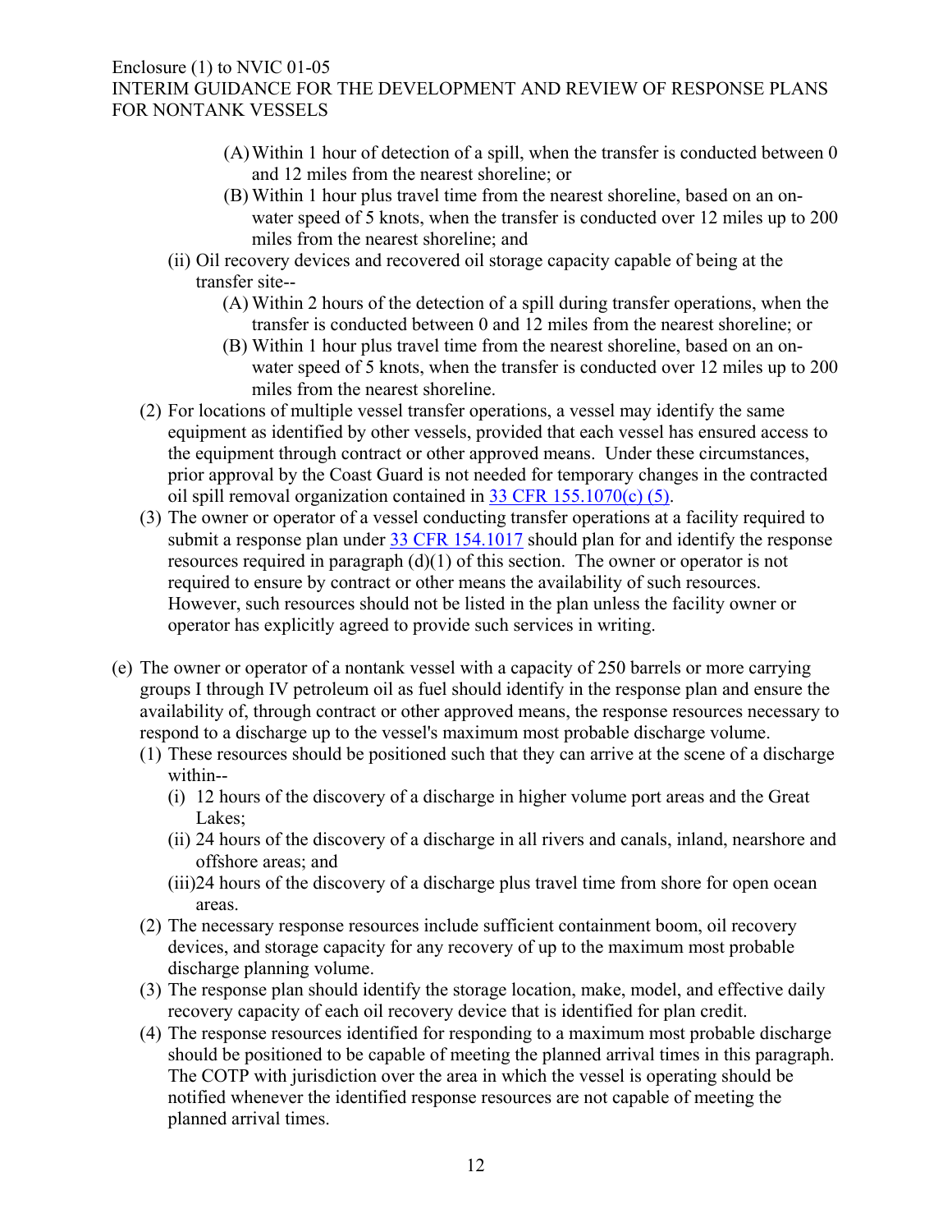- (A) Within 1 hour of detection of a spill, when the transfer is conducted between 0 and 12 miles from the nearest shoreline; or
   - (B) Within 1 hour plus travel time from the nearest shoreline, based on an on-water speed of 5 knots, when the transfer is conducted over 12 miles up to 200 miles from the nearest shoreline; and
  - (ii) Oil recovery devices and recovered oil storage capacity capable of being at the transfer site--
    - (A) Within 2 hours of the detection of a spill during transfer operations, when the transfer is conducted between 0 and 12 miles from the nearest shoreline; or
    - (B) Within 1 hour plus travel time from the nearest shoreline, based on an on-water speed of 5 knots, when the transfer is conducted over 12 miles up to 200 miles from the nearest shoreline.
- (2) For locations of multiple vessel transfer operations, a vessel may identify the same equipment as identified by other vessels, provided that each vessel has ensured access to the equipment through contract or other approved means. Under these circumstances, prior approval by the Coast Guard is not needed for temporary changes in the contracted oil spill removal organization contained in 33 CFR 155.1070(c) (5).
- (3) The owner or operator of a vessel conducting transfer operations at a facility required to submit a response plan under 33 CFR 154.1017 should plan for and identify the response resources required in paragraph (d)(1) of this section. The owner or operator is not required to ensure by contract or other means the availability of such resources. However, such resources should not be listed in the plan unless the facility owner or operator has explicitly agreed to provide such services in writing.

(e) The owner or operator of a nontank vessel with a capacity of 250 barrels or more carrying groups I through IV petroleum oil as fuel should identify in the response plan and ensure the availability of, through contract or other approved means, the response resources necessary to respond to a discharge up to the vessel's maximum most probable discharge volume.

- (1) These resources should be positioned such that they can arrive at the scene of a discharge within--
  - (i) 12 hours of the discovery of a discharge in higher volume port areas and the Great Lakes;
  - (ii) 24 hours of the discovery of a discharge in all rivers and canals, inland, nearshore and offshore areas; and
  - (iii) 24 hours of the discovery of a discharge plus travel time from shore for open ocean areas.
- (2) The necessary response resources include sufficient containment boom, oil recovery devices, and storage capacity for any recovery of up to the maximum most probable discharge planning volume.
- (3) The response plan should identify the storage location, make, model, and effective daily recovery capacity of each oil recovery device that is identified for plan credit.
- (4) The response resources identified for responding to a maximum most probable discharge should be positioned to be capable of meeting the planned arrival times in this paragraph. The COTP with jurisdiction over the area in which the vessel is operating should be notified whenever the identified response resources are not capable of meeting the planned arrival times.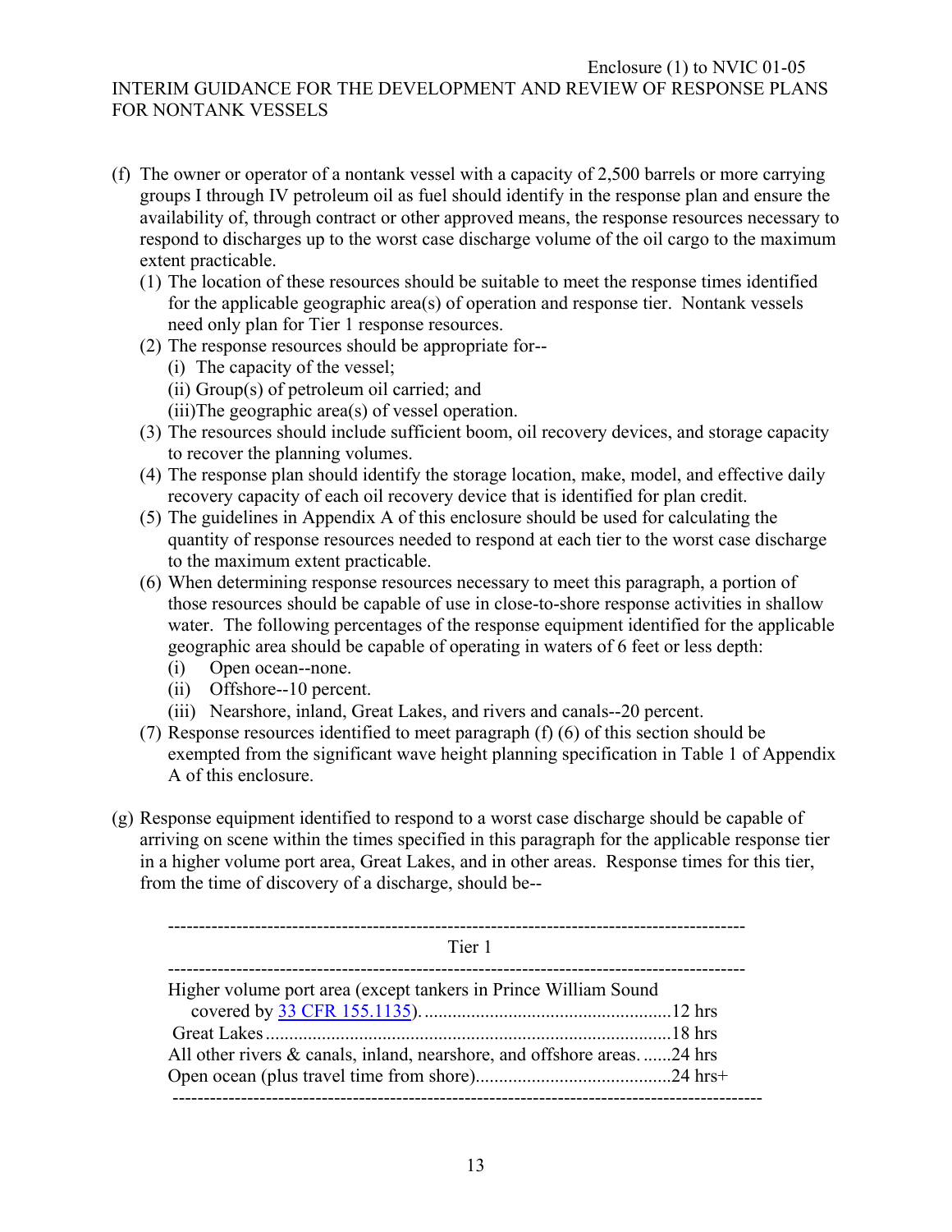(f) The owner or operator of a nontank vessel with a capacity of 2,500 barrels or more carrying groups I through IV petroleum oil as fuel should identify in the response plan and ensure the availability of, through contract or other approved means, the response resources necessary to respond to discharges up to the worst case discharge volume of the oil cargo to the maximum extent practicable.

   (1) The location of these resources should be suitable to meet the response times identified for the applicable geographic area(s) of operation and response tier. Nontank vessels need only plan for Tier 1 response resources.

   (2) The response resources should be appropriate for--
      (i) The capacity of the vessel;
      (ii) Group(s) of petroleum oil carried; and
      (iii)The geographic area(s) of vessel operation.

   (3) The resources should include sufficient boom, oil recovery devices, and storage capacity to recover the planning volumes.

   (4) The response plan should identify the storage location, make, model, and effective daily recovery capacity of each oil recovery device that is identified for plan credit.

   (5) The guidelines in Appendix A of this enclosure should be used for calculating the quantity of response resources needed to respond at each tier to the worst case discharge to the maximum extent practicable.

   (6) When determining response resources necessary to meet this paragraph, a portion of those resources should be capable of use in close-to-shore response activities in shallow water. The following percentages of the response equipment identified for the applicable geographic area should be capable of operating in waters of 6 feet or less depth:
      (i) Open ocean--none.
      (ii) Offshore--10 percent.
      (iii) Nearshore, inland, Great Lakes, and rivers and canals--20 percent.

   (7) Response resources identified to meet paragraph (f) (6) of this section should be exempted from the significant wave height planning specification in Table 1 of Appendix A of this enclosure.

(g) Response equipment identified to respond to a worst case discharge should be capable of arriving on scene within the times specified in this paragraph for the applicable response tier in a higher volume port area, Great Lakes, and in other areas. Response times for this tier, from the time of discovery of a discharge, should be--

| | Tier 1 |
|---|---|
| Higher volume port area (except tankers in Prince William Sound covered by 33 CFR 155.1135) | 12 hrs |
| Great Lakes | 18 hrs |
| All other rivers & canals, inland, nearshore, and offshore areas | 24 hrs |
| Open ocean (plus travel time from shore) | 24 hrs+ |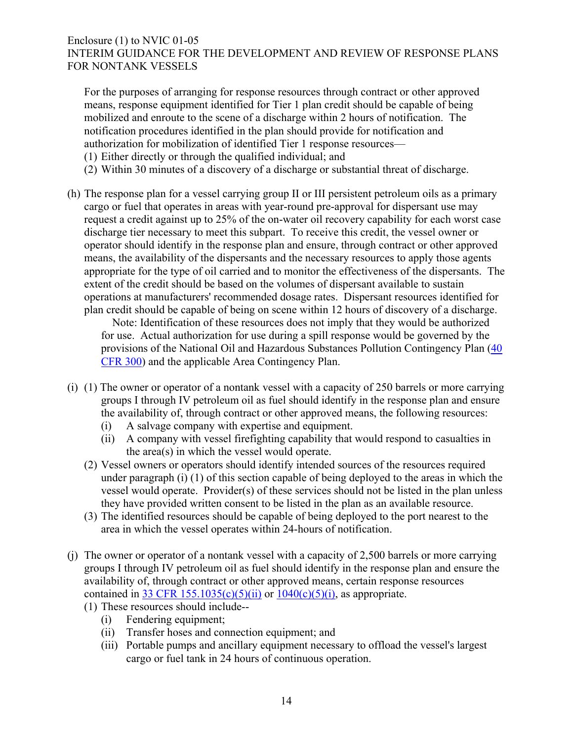For the purposes of arranging for response resources through contract or other approved means, response equipment identified for Tier 1 plan credit should be capable of being mobilized and enroute to the scene of a discharge within 2 hours of notification. The notification procedures identified in the plan should provide for notification and authorization for mobilization of identified Tier 1 response resources—

(1) Either directly or through the qualified individual; and

(2) Within 30 minutes of a discovery of a discharge or substantial threat of discharge.

(h) The response plan for a vessel carrying group II or III persistent petroleum oils as a primary cargo or fuel that operates in areas with year-round pre-approval for dispersant use may request a credit against up to 25% of the on-water oil recovery capability for each worst case discharge tier necessary to meet this subpart. To receive this credit, the vessel owner or operator should identify in the response plan and ensure, through contract or other approved means, the availability of the dispersants and the necessary resources to apply those agents appropriate for the type of oil carried and to monitor the effectiveness of the dispersants. The extent of the credit should be based on the volumes of dispersant available to sustain operations at manufacturers' recommended dosage rates. Dispersant resources identified for plan credit should be capable of being on scene within 12 hours of discovery of a discharge.

Note: Identification of these resources does not imply that they would be authorized for use. Actual authorization for use during a spill response would be governed by the provisions of the National Oil and Hazardous Substances Pollution Contingency Plan ([40 CFR 300]) and the applicable Area Contingency Plan.

(i) (1) The owner or operator of a nontank vessel with a capacity of 250 barrels or more carrying groups I through IV petroleum oil as fuel should identify in the response plan and ensure the availability of, through contract or other approved means, the following resources:

   (i) A salvage company with expertise and equipment.

   (ii) A company with vessel firefighting capability that would respond to casualties in the area(s) in which the vessel would operate.

(2) Vessel owners or operators should identify intended sources of the resources required under paragraph (i) (1) of this section capable of being deployed to the areas in which the vessel would operate. Provider(s) of these services should not be listed in the plan unless they have provided written consent to be listed in the plan as an available resource.

(3) The identified resources should be capable of being deployed to the port nearest to the area in which the vessel operates within 24-hours of notification.

(j) The owner or operator of a nontank vessel with a capacity of 2,500 barrels or more carrying groups I through IV petroleum oil as fuel should identify in the response plan and ensure the availability of, through contract or other approved means, certain response resources contained in [33 CFR 155.1035(c)(5)(ii)] or [1040(c)(5)(i)], as appropriate.

(1) These resources should include--

   (i) Fendering equipment;

   (ii) Transfer hoses and connection equipment; and

   (iii) Portable pumps and ancillary equipment necessary to offload the vessel's largest cargo or fuel tank in 24 hours of continuous operation.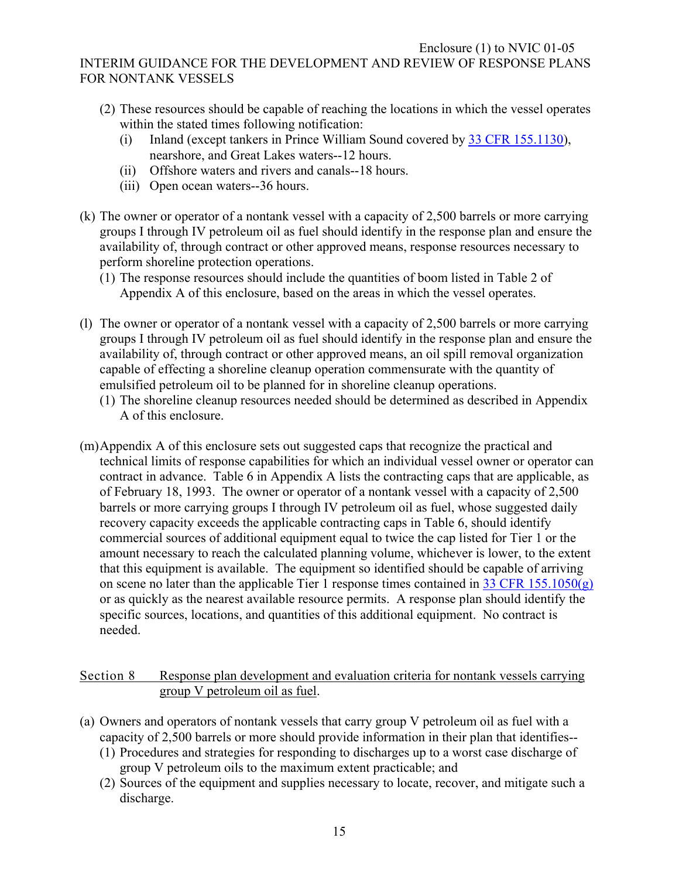(2) These resources should be capable of reaching the locations in which the vessel operates within the stated times following notification:
   - (i) Inland (except tankers in Prince William Sound covered by 33 CFR 155.1130), nearshore, and Great Lakes waters--12 hours.
   - (ii) Offshore waters and rivers and canals--18 hours.
   - (iii) Open ocean waters--36 hours.

(k) The owner or operator of a nontank vessel with a capacity of 2,500 barrels or more carrying groups I through IV petroleum oil as fuel should identify in the response plan and ensure the availability of, through contract or other approved means, response resources necessary to perform shoreline protection operations.

   (1) The response resources should include the quantities of boom listed in Table 2 of Appendix A of this enclosure, based on the areas in which the vessel operates.

(l) The owner or operator of a nontank vessel with a capacity of 2,500 barrels or more carrying groups I through IV petroleum oil as fuel should identify in the response plan and ensure the availability of, through contract or other approved means, an oil spill removal organization capable of effecting a shoreline cleanup operation commensurate with the quantity of emulsified petroleum oil to be planned for in shoreline cleanup operations.

   (1) The shoreline cleanup resources needed should be determined as described in Appendix A of this enclosure.

(m) Appendix A of this enclosure sets out suggested caps that recognize the practical and technical limits of response capabilities for which an individual vessel owner or operator can contract in advance. Table 6 in Appendix A lists the contracting caps that are applicable, as of February 18, 1993. The owner or operator of a nontank vessel with a capacity of 2,500 barrels or more carrying groups I through IV petroleum oil as fuel, whose suggested daily recovery capacity exceeds the applicable contracting caps in Table 6, should identify commercial sources of additional equipment equal to twice the cap listed for Tier 1 or the amount necessary to reach the calculated planning volume, whichever is lower, to the extent that this equipment is available. The equipment so identified should be capable of arriving on scene no later than the applicable Tier 1 response times contained in 33 CFR 155.1050(g) or as quickly as the nearest available resource permits. A response plan should identify the specific sources, locations, and quantities of this additional equipment. No contract is needed.

## Section 8 Response plan development and evaluation criteria for nontank vessels carrying group V petroleum oil as fuel.

(a) Owners and operators of nontank vessels that carry group V petroleum oil as fuel with a capacity of 2,500 barrels or more should provide information in their plan that identifies--

   (1) Procedures and strategies for responding to discharges up to a worst case discharge of group V petroleum oils to the maximum extent practicable; and

   (2) Sources of the equipment and supplies necessary to locate, recover, and mitigate such a discharge.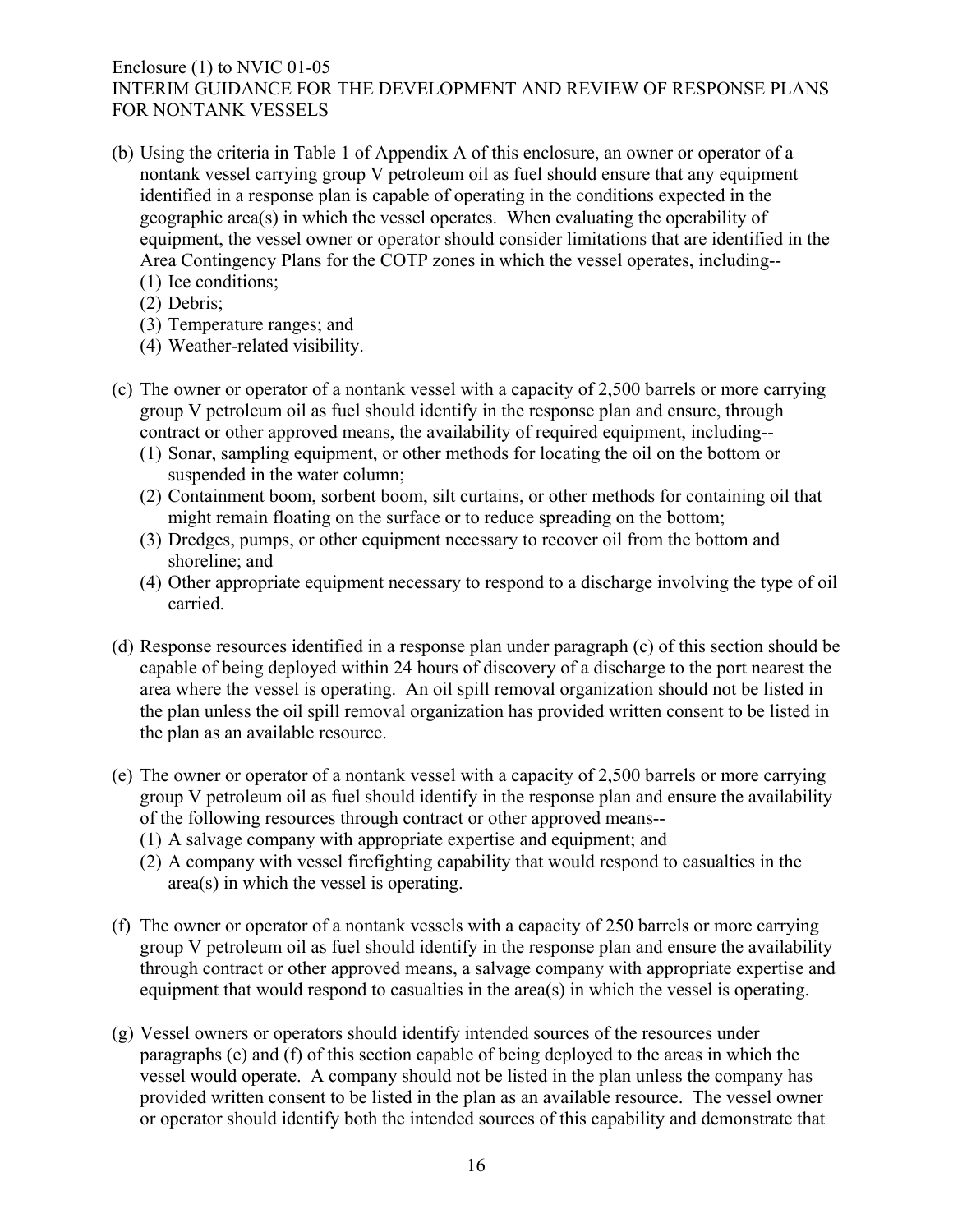(b) Using the criteria in Table 1 of Appendix A of this enclosure, an owner or operator of a nontank vessel carrying group V petroleum oil as fuel should ensure that any equipment identified in a response plan is capable of operating in the conditions expected in the geographic area(s) in which the vessel operates. When evaluating the operability of equipment, the vessel owner or operator should consider limitations that are identified in the Area Contingency Plans for the COTP zones in which the vessel operates, including--
  (1) Ice conditions;
  (2) Debris;
  (3) Temperature ranges; and
  (4) Weather-related visibility.

(c) The owner or operator of a nontank vessel with a capacity of 2,500 barrels or more carrying group V petroleum oil as fuel should identify in the response plan and ensure, through contract or other approved means, the availability of required equipment, including--
  (1) Sonar, sampling equipment, or other methods for locating the oil on the bottom or suspended in the water column;
  (2) Containment boom, sorbent boom, silt curtains, or other methods for containing oil that might remain floating on the surface or to reduce spreading on the bottom;
  (3) Dredges, pumps, or other equipment necessary to recover oil from the bottom and shoreline; and
  (4) Other appropriate equipment necessary to respond to a discharge involving the type of oil carried.

(d) Response resources identified in a response plan under paragraph (c) of this section should be capable of being deployed within 24 hours of discovery of a discharge to the port nearest the area where the vessel is operating. An oil spill removal organization should not be listed in the plan unless the oil spill removal organization has provided written consent to be listed in the plan as an available resource.

(e) The owner or operator of a nontank vessel with a capacity of 2,500 barrels or more carrying group V petroleum oil as fuel should identify in the response plan and ensure the availability of the following resources through contract or other approved means--
  (1) A salvage company with appropriate expertise and equipment; and
  (2) A company with vessel firefighting capability that would respond to casualties in the area(s) in which the vessel is operating.

(f) The owner or operator of a nontank vessels with a capacity of 250 barrels or more carrying group V petroleum oil as fuel should identify in the response plan and ensure the availability through contract or other approved means, a salvage company with appropriate expertise and equipment that would respond to casualties in the area(s) in which the vessel is operating.

(g) Vessel owners or operators should identify intended sources of the resources under paragraphs (e) and (f) of this section capable of being deployed to the areas in which the vessel would operate. A company should not be listed in the plan unless the company has provided written consent to be listed in the plan as an available resource. The vessel owner or operator should identify both the intended sources of this capability and demonstrate that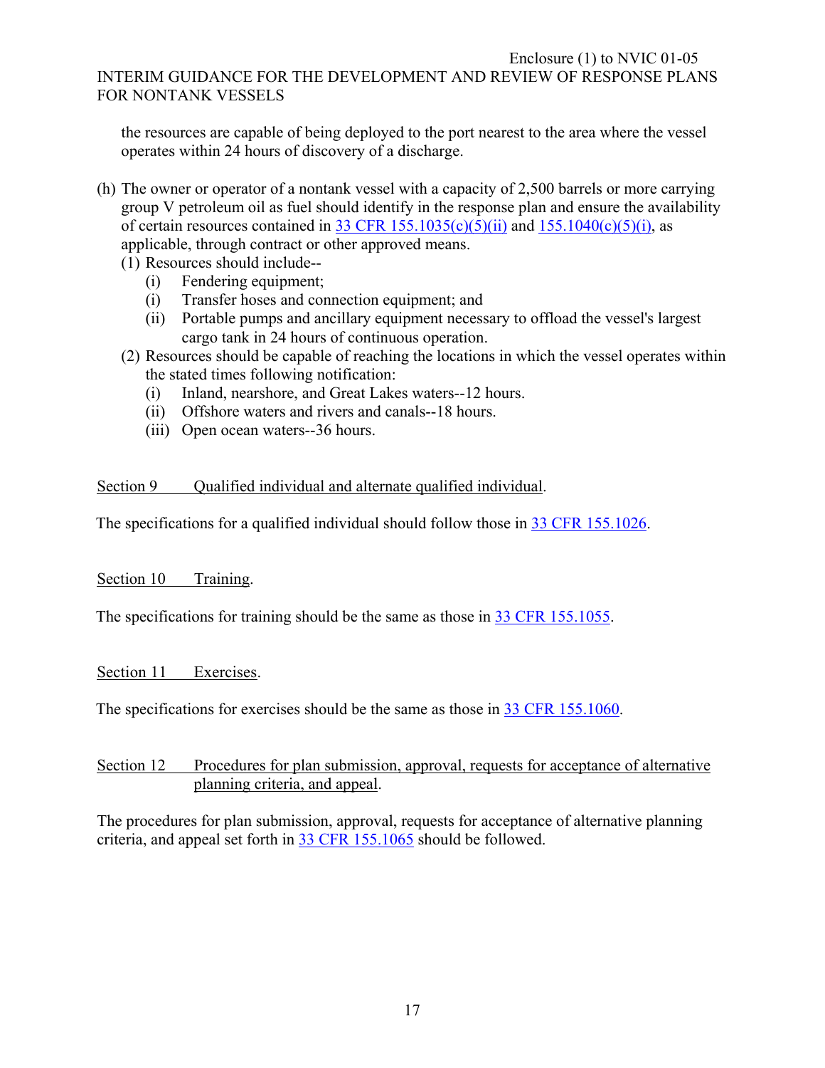the resources are capable of being deployed to the port nearest to the area where the vessel operates within 24 hours of discovery of a discharge.

(h) The owner or operator of a nontank vessel with a capacity of 2,500 barrels or more carrying group V petroleum oil as fuel should identify in the response plan and ensure the availability of certain resources contained in 33 CFR 155.1035(c)(5)(ii) and 155.1040(c)(5)(i), as applicable, through contract or other approved means.

(1) Resources should include--
   (i) Fendering equipment;
   (i) Transfer hoses and connection equipment; and
   (ii) Portable pumps and ancillary equipment necessary to offload the vessel's largest cargo tank in 24 hours of continuous operation.

(2) Resources should be capable of reaching the locations in which the vessel operates within the stated times following notification:
   (i) Inland, nearshore, and Great Lakes waters--12 hours.
   (ii) Offshore waters and rivers and canals--18 hours.
   (iii) Open ocean waters--36 hours.

## Section 9 Qualified individual and alternate qualified individual.

The specifications for a qualified individual should follow those in 33 CFR 155.1026.

## Section 10 Training.

The specifications for training should be the same as those in 33 CFR 155.1055.

## Section 11 Exercises.

The specifications for exercises should be the same as those in 33 CFR 155.1060.

## Section 12 Procedures for plan submission, approval, requests for acceptance of alternative planning criteria, and appeal.

The procedures for plan submission, approval, requests for acceptance of alternative planning criteria, and appeal set forth in 33 CFR 155.1065 should be followed.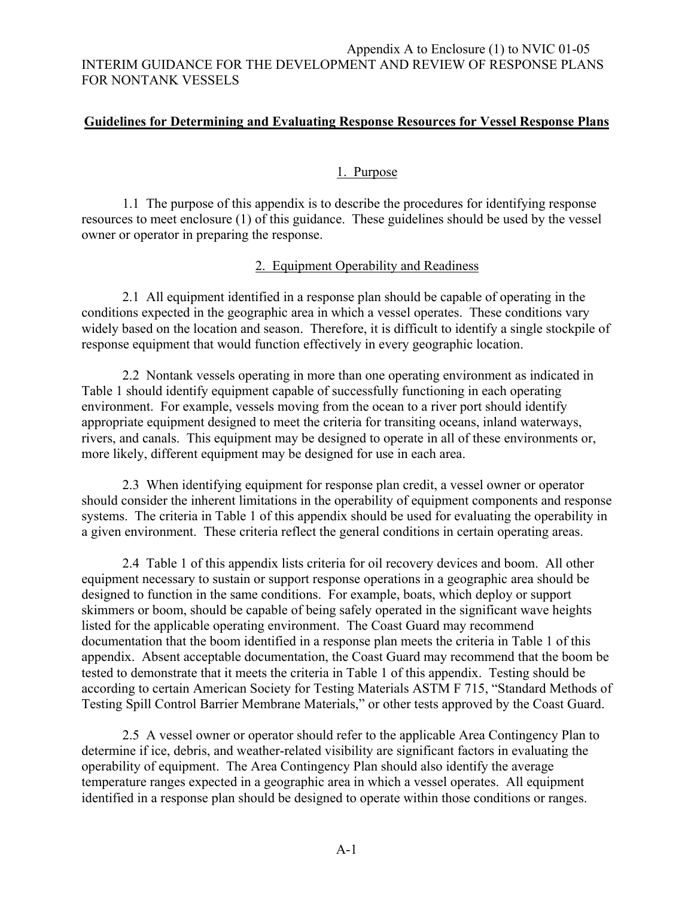Appendix A to Enclosure (1) to NVIC 01-05

INTERIM GUIDANCE FOR THE DEVELOPMENT AND REVIEW OF RESPONSE PLANS FOR NONTANK VESSELS

## Guidelines for Determining and Evaluating Response Resources for Vessel Response Plans

### 1. Purpose

1.1 The purpose of this appendix is to describe the procedures for identifying response resources to meet enclosure (1) of this guidance. These guidelines should be used by the vessel owner or operator in preparing the response.

### 2. Equipment Operability and Readiness

2.1 All equipment identified in a response plan should be capable of operating in the conditions expected in the geographic area in which a vessel operates. These conditions vary widely based on the location and season. Therefore, it is difficult to identify a single stockpile of response equipment that would function effectively in every geographic location.

2.2 Nontank vessels operating in more than one operating environment as indicated in Table 1 should identify equipment capable of successfully functioning in each operating environment. For example, vessels moving from the ocean to a river port should identify appropriate equipment designed to meet the criteria for transiting oceans, inland waterways, rivers, and canals. This equipment may be designed to operate in all of these environments or, more likely, different equipment may be designed for use in each area.

2.3 When identifying equipment for response plan credit, a vessel owner or operator should consider the inherent limitations in the operability of equipment components and response systems. The criteria in Table 1 of this appendix should be used for evaluating the operability in a given environment. These criteria reflect the general conditions in certain operating areas.

2.4 Table 1 of this appendix lists criteria for oil recovery devices and boom. All other equipment necessary to sustain or support response operations in a geographic area should be designed to function in the same conditions. For example, boats, which deploy or support skimmers or boom, should be capable of being safely operated in the significant wave heights listed for the applicable operating environment. The Coast Guard may recommend documentation that the boom identified in a response plan meets the criteria in Table 1 of this appendix. Absent acceptable documentation, the Coast Guard may recommend that the boom be tested to demonstrate that it meets the criteria in Table 1 of this appendix. Testing should be according to certain American Society for Testing Materials ASTM F 715, "Standard Methods of Testing Spill Control Barrier Membrane Materials," or other tests approved by the Coast Guard.

2.5 A vessel owner or operator should refer to the applicable Area Contingency Plan to determine if ice, debris, and weather-related visibility are significant factors in evaluating the operability of equipment. The Area Contingency Plan should also identify the average temperature ranges expected in a geographic area in which a vessel operates. All equipment identified in a response plan should be designed to operate within those conditions or ranges.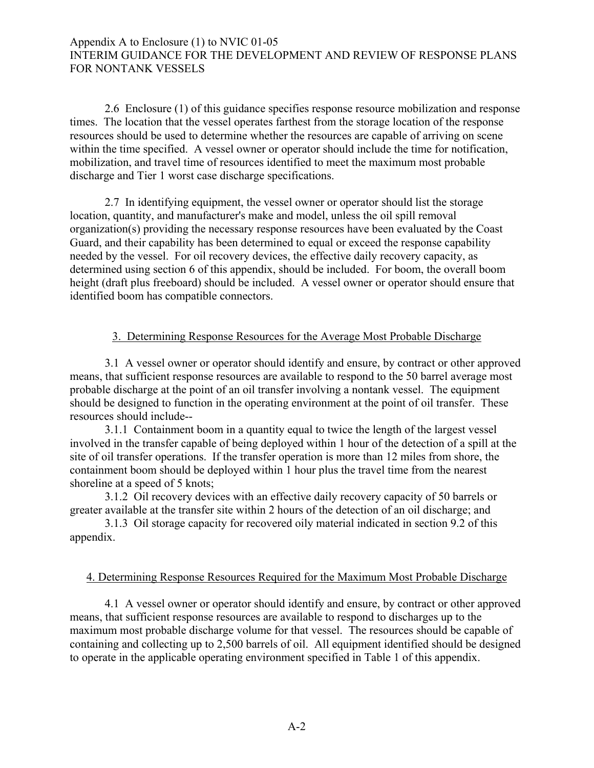2.6 Enclosure (1) of this guidance specifies response resource mobilization and response times. The location that the vessel operates farthest from the storage location of the response resources should be used to determine whether the resources are capable of arriving on scene within the time specified. A vessel owner or operator should include the time for notification, mobilization, and travel time of resources identified to meet the maximum most probable discharge and Tier 1 worst case discharge specifications.

2.7 In identifying equipment, the vessel owner or operator should list the storage location, quantity, and manufacturer's make and model, unless the oil spill removal organization(s) providing the necessary response resources have been evaluated by the Coast Guard, and their capability has been determined to equal or exceed the response capability needed by the vessel. For oil recovery devices, the effective daily recovery capacity, as determined using section 6 of this appendix, should be included. For boom, the overall boom height (draft plus freeboard) should be included. A vessel owner or operator should ensure that identified boom has compatible connectors.

## 3. Determining Response Resources for the Average Most Probable Discharge

3.1 A vessel owner or operator should identify and ensure, by contract or other approved means, that sufficient response resources are available to respond to the 50 barrel average most probable discharge at the point of an oil transfer involving a nontank vessel. The equipment should be designed to function in the operating environment at the point of oil transfer. These resources should include--

3.1.1 Containment boom in a quantity equal to twice the length of the largest vessel involved in the transfer capable of being deployed within 1 hour of the detection of a spill at the site of oil transfer operations. If the transfer operation is more than 12 miles from shore, the containment boom should be deployed within 1 hour plus the travel time from the nearest shoreline at a speed of 5 knots;

3.1.2 Oil recovery devices with an effective daily recovery capacity of 50 barrels or greater available at the transfer site within 2 hours of the detection of an oil discharge; and

3.1.3 Oil storage capacity for recovered oily material indicated in section 9.2 of this appendix.

## 4. Determining Response Resources Required for the Maximum Most Probable Discharge

4.1 A vessel owner or operator should identify and ensure, by contract or other approved means, that sufficient response resources are available to respond to discharges up to the maximum most probable discharge volume for that vessel. The resources should be capable of containing and collecting up to 2,500 barrels of oil. All equipment identified should be designed to operate in the applicable operating environment specified in Table 1 of this appendix.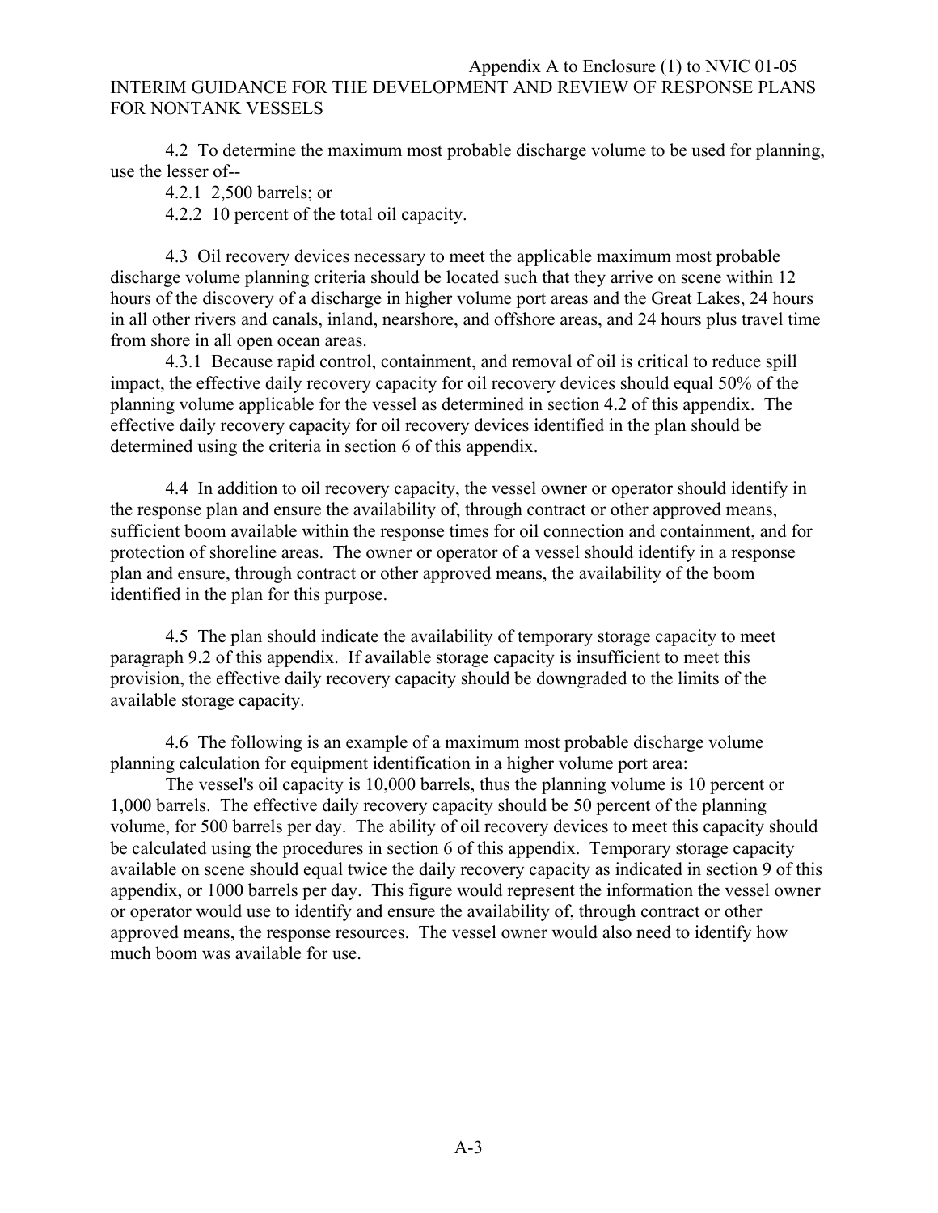4.2 To determine the maximum most probable discharge volume to be used for planning, use the lesser of--

4.2.1 2,500 barrels; or

4.2.2 10 percent of the total oil capacity.

4.3 Oil recovery devices necessary to meet the applicable maximum most probable discharge volume planning criteria should be located such that they arrive on scene within 12 hours of the discovery of a discharge in higher volume port areas and the Great Lakes, 24 hours in all other rivers and canals, inland, nearshore, and offshore areas, and 24 hours plus travel time from shore in all open ocean areas.

4.3.1 Because rapid control, containment, and removal of oil is critical to reduce spill impact, the effective daily recovery capacity for oil recovery devices should equal 50% of the planning volume applicable for the vessel as determined in section 4.2 of this appendix. The effective daily recovery capacity for oil recovery devices identified in the plan should be determined using the criteria in section 6 of this appendix.

4.4 In addition to oil recovery capacity, the vessel owner or operator should identify in the response plan and ensure the availability of, through contract or other approved means, sufficient boom available within the response times for oil connection and containment, and for protection of shoreline areas. The owner or operator of a vessel should identify in a response plan and ensure, through contract or other approved means, the availability of the boom identified in the plan for this purpose.

4.5 The plan should indicate the availability of temporary storage capacity to meet paragraph 9.2 of this appendix. If available storage capacity is insufficient to meet this provision, the effective daily recovery capacity should be downgraded to the limits of the available storage capacity.

4.6 The following is an example of a maximum most probable discharge volume planning calculation for equipment identification in a higher volume port area:

The vessel's oil capacity is 10,000 barrels, thus the planning volume is 10 percent or 1,000 barrels. The effective daily recovery capacity should be 50 percent of the planning volume, for 500 barrels per day. The ability of oil recovery devices to meet this capacity should be calculated using the procedures in section 6 of this appendix. Temporary storage capacity available on scene should equal twice the daily recovery capacity as indicated in section 9 of this appendix, or 1000 barrels per day. This figure would represent the information the vessel owner or operator would use to identify and ensure the availability of, through contract or other approved means, the response resources. The vessel owner would also need to identify how much boom was available for use.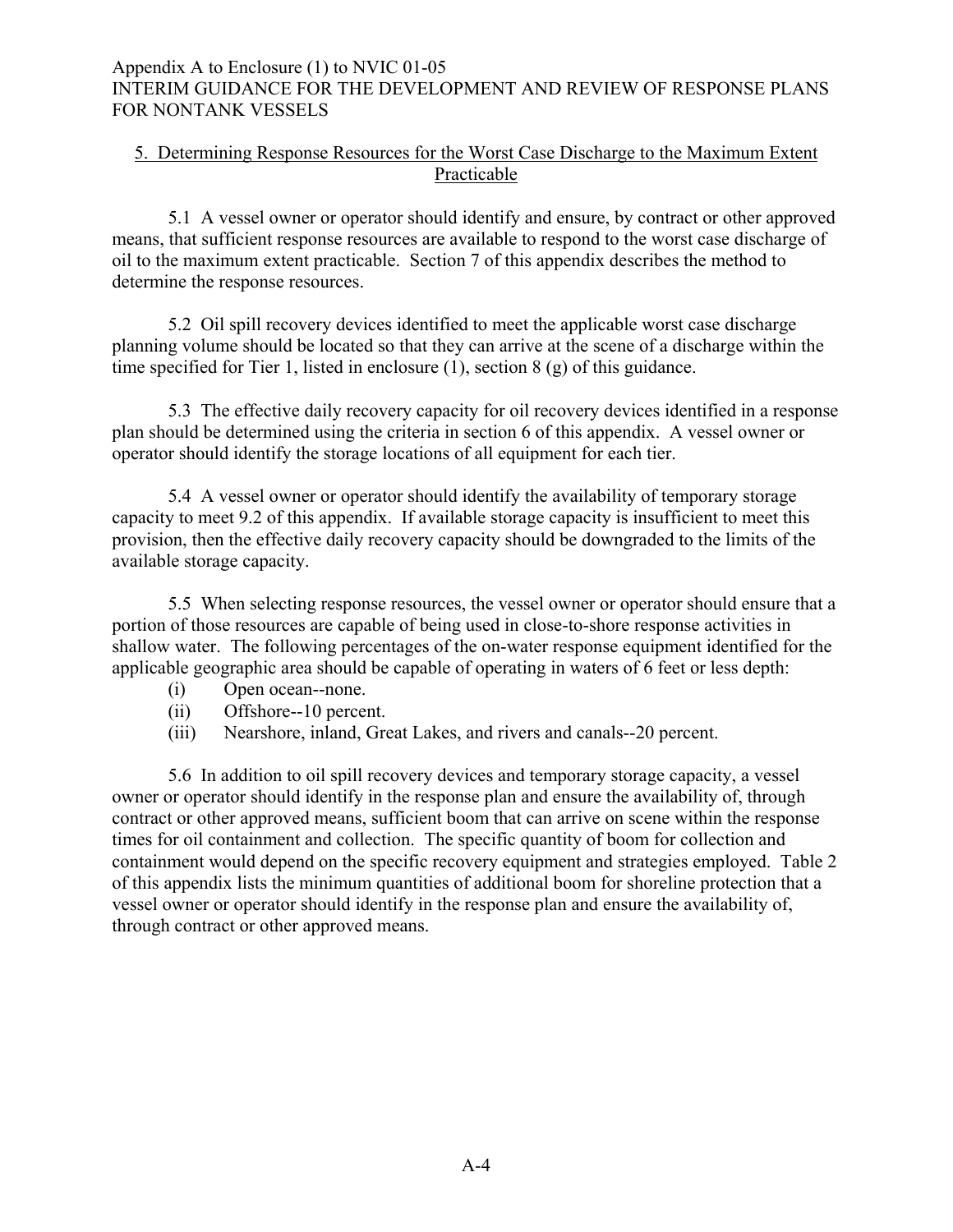## 5. Determining Response Resources for the Worst Case Discharge to the Maximum Extent Practicable

5.1 A vessel owner or operator should identify and ensure, by contract or other approved means, that sufficient response resources are available to respond to the worst case discharge of oil to the maximum extent practicable. Section 7 of this appendix describes the method to determine the response resources.

5.2 Oil spill recovery devices identified to meet the applicable worst case discharge planning volume should be located so that they can arrive at the scene of a discharge within the time specified for Tier 1, listed in enclosure (1), section 8 (g) of this guidance.

5.3 The effective daily recovery capacity for oil recovery devices identified in a response plan should be determined using the criteria in section 6 of this appendix. A vessel owner or operator should identify the storage locations of all equipment for each tier.

5.4 A vessel owner or operator should identify the availability of temporary storage capacity to meet 9.2 of this appendix. If available storage capacity is insufficient to meet this provision, then the effective daily recovery capacity should be downgraded to the limits of the available storage capacity.

5.5 When selecting response resources, the vessel owner or operator should ensure that a portion of those resources are capable of being used in close-to-shore response activities in shallow water. The following percentages of the on-water response equipment identified for the applicable geographic area should be capable of operating in waters of 6 feet or less depth:

- (i) Open ocean--none.
- (ii) Offshore--10 percent.
- (iii) Nearshore, inland, Great Lakes, and rivers and canals--20 percent.

5.6 In addition to oil spill recovery devices and temporary storage capacity, a vessel owner or operator should identify in the response plan and ensure the availability of, through contract or other approved means, sufficient boom that can arrive on scene within the response times for oil containment and collection. The specific quantity of boom for collection and containment would depend on the specific recovery equipment and strategies employed. Table 2 of this appendix lists the minimum quantities of additional boom for shoreline protection that a vessel owner or operator should identify in the response plan and ensure the availability of, through contract or other approved means.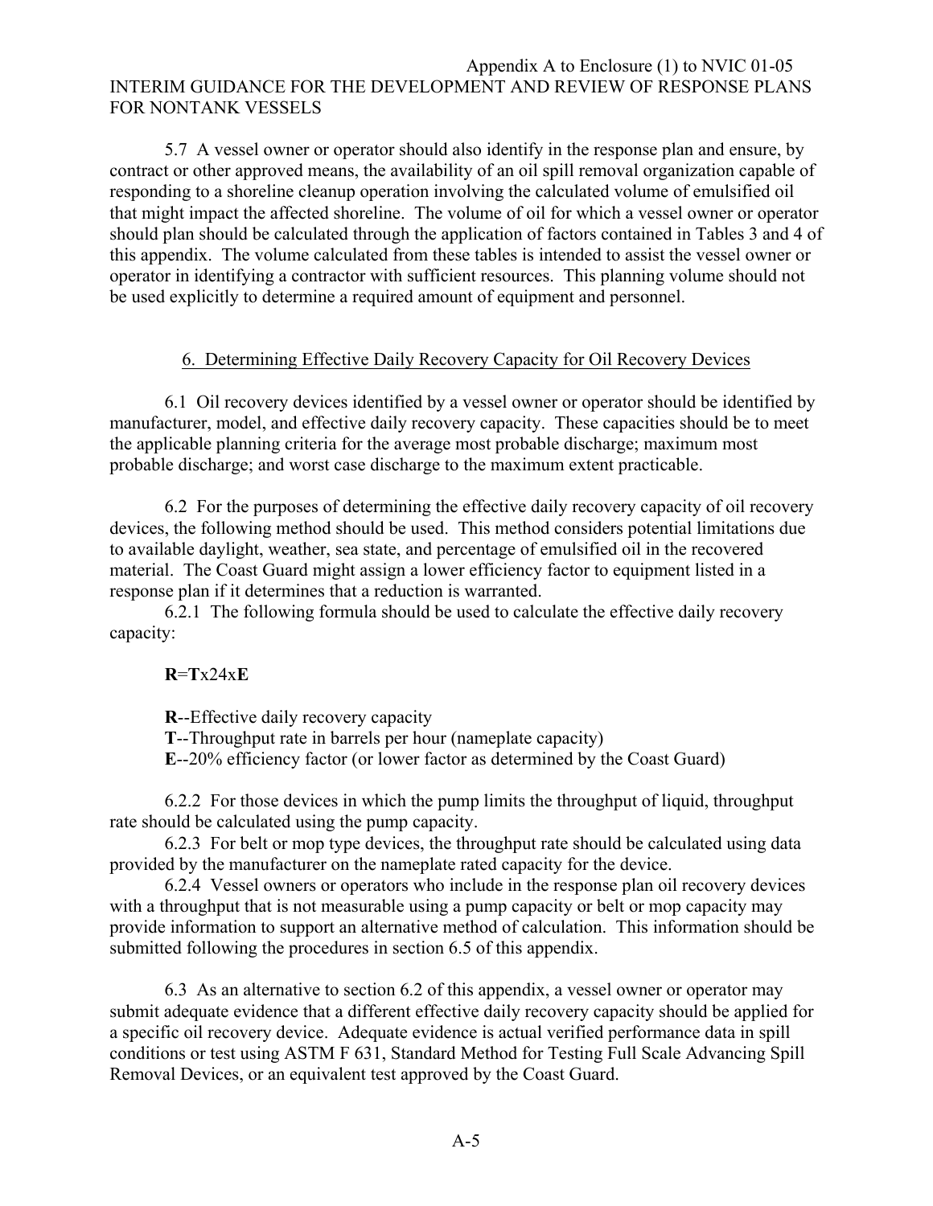5.7 A vessel owner or operator should also identify in the response plan and ensure, by contract or other approved means, the availability of an oil spill removal organization capable of responding to a shoreline cleanup operation involving the calculated volume of emulsified oil that might impact the affected shoreline. The volume of oil for which a vessel owner or operator should plan should be calculated through the application of factors contained in Tables 3 and 4 of this appendix. The volume calculated from these tables is intended to assist the vessel owner or operator in identifying a contractor with sufficient resources. This planning volume should not be used explicitly to determine a required amount of equipment and personnel.

## 6. Determining Effective Daily Recovery Capacity for Oil Recovery Devices

6.1 Oil recovery devices identified by a vessel owner or operator should be identified by manufacturer, model, and effective daily recovery capacity. These capacities should be to meet the applicable planning criteria for the average most probable discharge; maximum most probable discharge; and worst case discharge to the maximum extent practicable.

6.2 For the purposes of determining the effective daily recovery capacity of oil recovery devices, the following method should be used. This method considers potential limitations due to available daylight, weather, sea state, and percentage of emulsified oil in the recovered material. The Coast Guard might assign a lower efficiency factor to equipment listed in a response plan if it determines that a reduction is warranted.

6.2.1 The following formula should be used to calculate the effective daily recovery capacity:

$$\mathbf{R} = \mathbf{T} \times 24 \times \mathbf{E}$$

**R**--Effective daily recovery capacity

**T**--Throughput rate in barrels per hour (nameplate capacity)

**E**--20% efficiency factor (or lower factor as determined by the Coast Guard)

6.2.2 For those devices in which the pump limits the throughput of liquid, throughput rate should be calculated using the pump capacity.

6.2.3 For belt or mop type devices, the throughput rate should be calculated using data provided by the manufacturer on the nameplate rated capacity for the device.

6.2.4 Vessel owners or operators who include in the response plan oil recovery devices with a throughput that is not measurable using a pump capacity or belt or mop capacity may provide information to support an alternative method of calculation. This information should be submitted following the procedures in section 6.5 of this appendix.

6.3 As an alternative to section 6.2 of this appendix, a vessel owner or operator may submit adequate evidence that a different effective daily recovery capacity should be applied for a specific oil recovery device. Adequate evidence is actual verified performance data in spill conditions or test using ASTM F 631, Standard Method for Testing Full Scale Advancing Spill Removal Devices, or an equivalent test approved by the Coast Guard.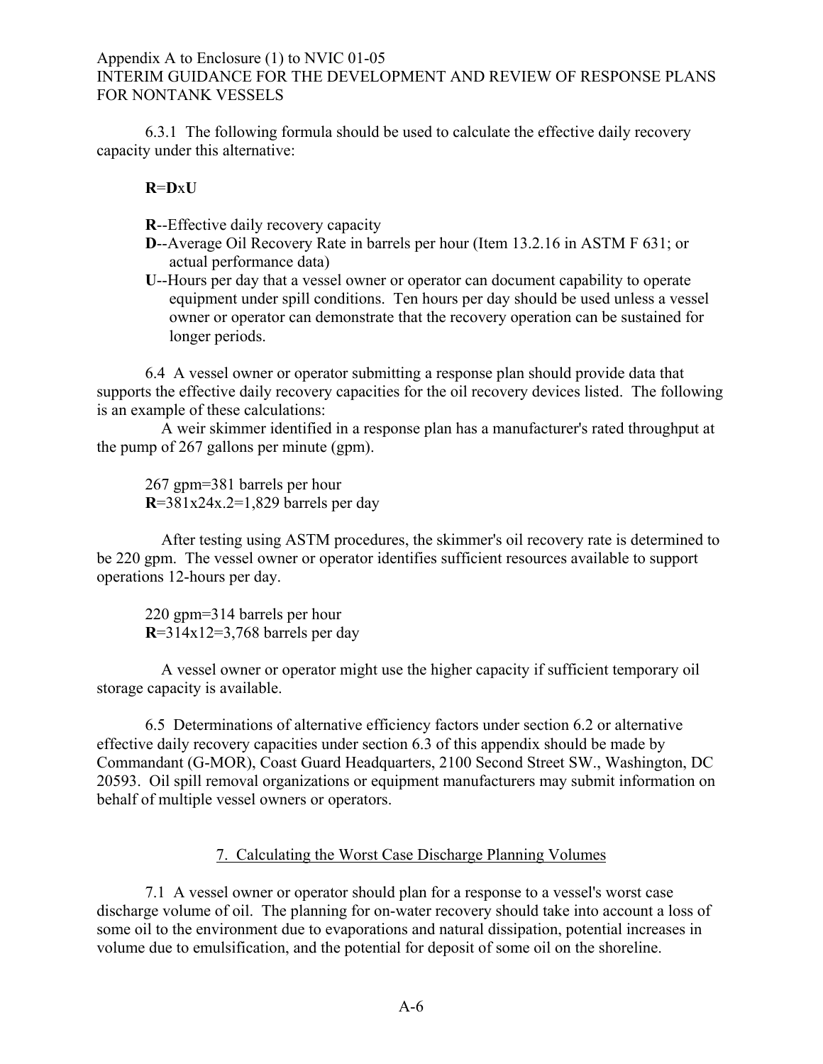6.3.1 The following formula should be used to calculate the effective daily recovery capacity under this alternative:

**R**=**D**x**U**

**R**--Effective daily recovery capacity

**D**--Average Oil Recovery Rate in barrels per hour (Item 13.2.16 in ASTM F 631; or actual performance data)

**U**--Hours per day that a vessel owner or operator can document capability to operate equipment under spill conditions. Ten hours per day should be used unless a vessel owner or operator can demonstrate that the recovery operation can be sustained for longer periods.

6.4 A vessel owner or operator submitting a response plan should provide data that supports the effective daily recovery capacities for the oil recovery devices listed. The following is an example of these calculations:

A weir skimmer identified in a response plan has a manufacturer's rated throughput at the pump of 267 gallons per minute (gpm).

267 gpm=381 barrels per hour
**R**=381x24x.2=1,829 barrels per day

After testing using ASTM procedures, the skimmer's oil recovery rate is determined to be 220 gpm. The vessel owner or operator identifies sufficient resources available to support operations 12-hours per day.

220 gpm=314 barrels per hour
**R**=314x12=3,768 barrels per day

A vessel owner or operator might use the higher capacity if sufficient temporary oil storage capacity is available.

6.5 Determinations of alternative efficiency factors under section 6.2 or alternative effective daily recovery capacities under section 6.3 of this appendix should be made by Commandant (G-MOR), Coast Guard Headquarters, 2100 Second Street SW., Washington, DC 20593. Oil spill removal organizations or equipment manufacturers may submit information on behalf of multiple vessel owners or operators.

## 7. Calculating the Worst Case Discharge Planning Volumes

7.1 A vessel owner or operator should plan for a response to a vessel's worst case discharge volume of oil. The planning for on-water recovery should take into account a loss of some oil to the environment due to evaporations and natural dissipation, potential increases in volume due to emulsification, and the potential for deposit of some oil on the shoreline.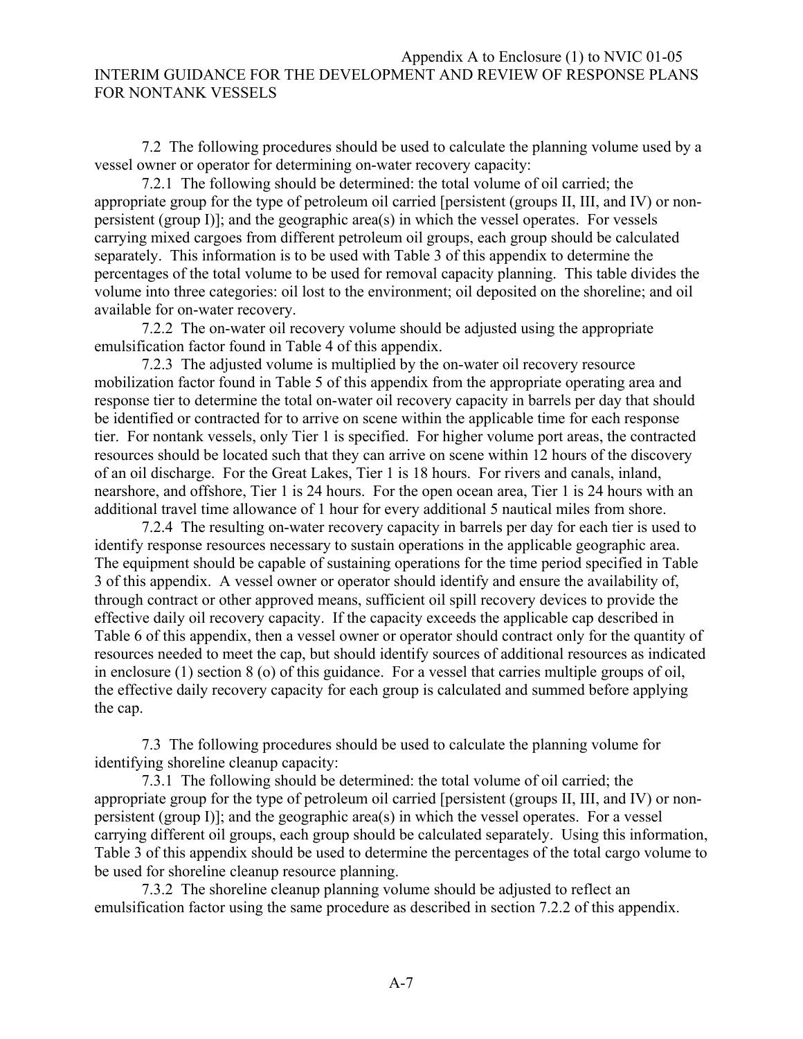7.2 The following procedures should be used to calculate the planning volume used by a vessel owner or operator for determining on-water recovery capacity:

7.2.1 The following should be determined: the total volume of oil carried; the appropriate group for the type of petroleum oil carried [persistent (groups II, III, and IV) or non-persistent (group I)]; and the geographic area(s) in which the vessel operates. For vessels carrying mixed cargoes from different petroleum oil groups, each group should be calculated separately. This information is to be used with Table 3 of this appendix to determine the percentages of the total volume to be used for removal capacity planning. This table divides the volume into three categories: oil lost to the environment; oil deposited on the shoreline; and oil available for on-water recovery.

7.2.2 The on-water oil recovery volume should be adjusted using the appropriate emulsification factor found in Table 4 of this appendix.

7.2.3 The adjusted volume is multiplied by the on-water oil recovery resource mobilization factor found in Table 5 of this appendix from the appropriate operating area and response tier to determine the total on-water oil recovery capacity in barrels per day that should be identified or contracted for to arrive on scene within the applicable time for each response tier. For nontank vessels, only Tier 1 is specified. For higher volume port areas, the contracted resources should be located such that they can arrive on scene within 12 hours of the discovery of an oil discharge. For the Great Lakes, Tier 1 is 18 hours. For rivers and canals, inland, nearshore, and offshore, Tier 1 is 24 hours. For the open ocean area, Tier 1 is 24 hours with an additional travel time allowance of 1 hour for every additional 5 nautical miles from shore.

7.2.4 The resulting on-water recovery capacity in barrels per day for each tier is used to identify response resources necessary to sustain operations in the applicable geographic area. The equipment should be capable of sustaining operations for the time period specified in Table 3 of this appendix. A vessel owner or operator should identify and ensure the availability of, through contract or other approved means, sufficient oil spill recovery devices to provide the effective daily oil recovery capacity. If the capacity exceeds the applicable cap described in Table 6 of this appendix, then a vessel owner or operator should contract only for the quantity of resources needed to meet the cap, but should identify sources of additional resources as indicated in enclosure (1) section 8 (o) of this guidance. For a vessel that carries multiple groups of oil, the effective daily recovery capacity for each group is calculated and summed before applying the cap.

7.3 The following procedures should be used to calculate the planning volume for identifying shoreline cleanup capacity:

7.3.1 The following should be determined: the total volume of oil carried; the appropriate group for the type of petroleum oil carried [persistent (groups II, III, and IV) or non-persistent (group I)]; and the geographic area(s) in which the vessel operates. For a vessel carrying different oil groups, each group should be calculated separately. Using this information, Table 3 of this appendix should be used to determine the percentages of the total cargo volume to be used for shoreline cleanup resource planning.

7.3.2 The shoreline cleanup planning volume should be adjusted to reflect an emulsification factor using the same procedure as described in section 7.2.2 of this appendix.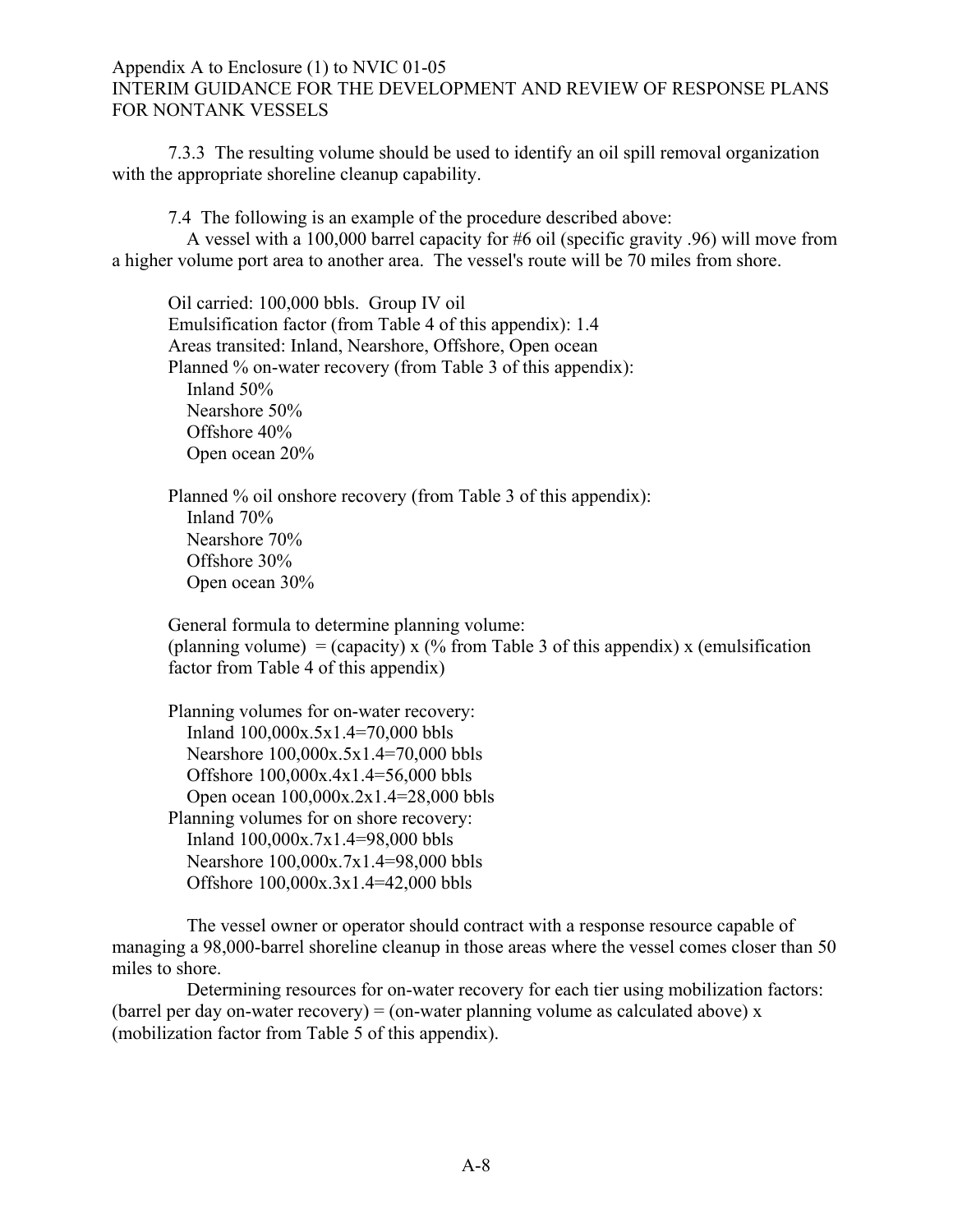7.3.3 The resulting volume should be used to identify an oil spill removal organization with the appropriate shoreline cleanup capability.

7.4 The following is an example of the procedure described above:

A vessel with a 100,000 barrel capacity for #6 oil (specific gravity .96) will move from a higher volume port area to another area. The vessel's route will be 70 miles from shore.

Oil carried: 100,000 bbls. Group IV oil
Emulsification factor (from Table 4 of this appendix): 1.4
Areas transited: Inland, Nearshore, Offshore, Open ocean
Planned % on-water recovery (from Table 3 of this appendix):
Inland 50%
Nearshore 50%
Offshore 40%
Open ocean 20%

Planned % oil onshore recovery (from Table 3 of this appendix):
Inland 70%
Nearshore 70%
Offshore 30%
Open ocean 30%

General formula to determine planning volume:
(planning volume) = (capacity) x (% from Table 3 of this appendix) x (emulsification factor from Table 4 of this appendix)

Planning volumes for on-water recovery:
Inland 100,000x.5x1.4=70,000 bbls
Nearshore 100,000x.5x1.4=70,000 bbls
Offshore 100,000x.4x1.4=56,000 bbls
Open ocean 100,000x.2x1.4=28,000 bbls
Planning volumes for on shore recovery:
Inland 100,000x.7x1.4=98,000 bbls
Nearshore 100,000x.7x1.4=98,000 bbls
Offshore 100,000x.3x1.4=42,000 bbls

The vessel owner or operator should contract with a response resource capable of managing a 98,000-barrel shoreline cleanup in those areas where the vessel comes closer than 50 miles to shore.

Determining resources for on-water recovery for each tier using mobilization factors: (barrel per day on-water recovery) = (on-water planning volume as calculated above) x (mobilization factor from Table 5 of this appendix).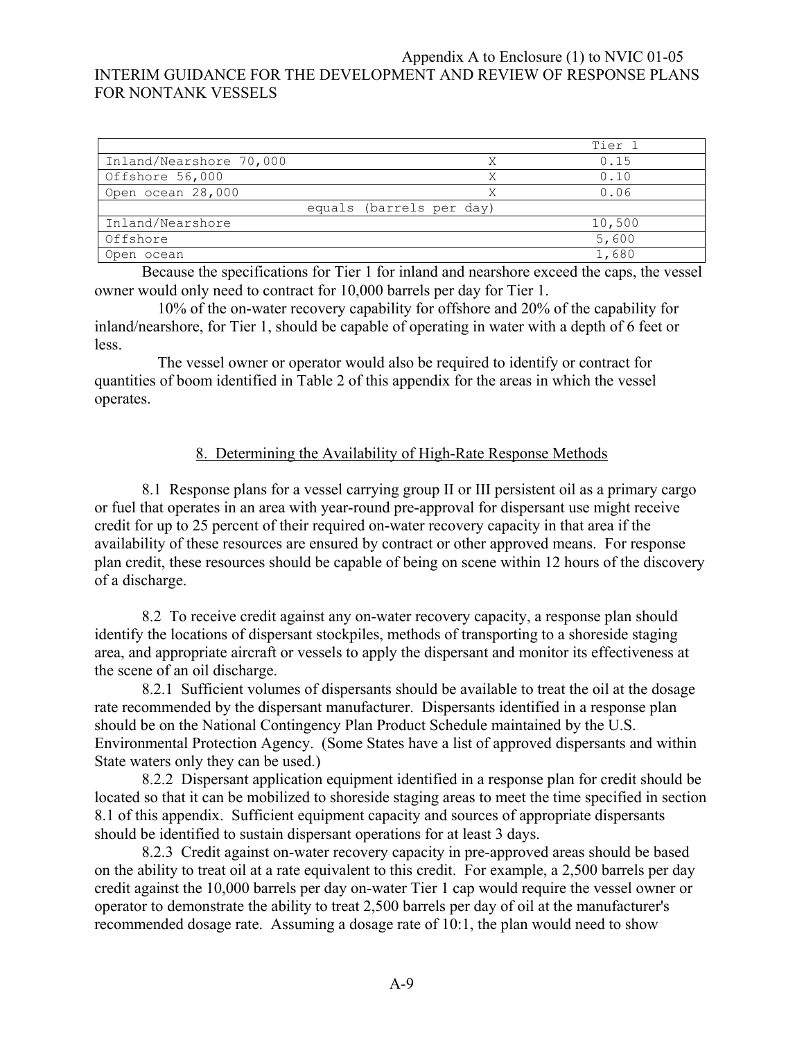| | | Tier 1 |
|---|---|---|
| Inland/Nearshore 70,000 | X | 0.15 |
| Offshore 56,000 | X | 0.10 |
| Open ocean 28,000 | X | 0.06 |
| equals (barrels per day) | | |
| Inland/Nearshore | | 10,500 |
| Offshore | | 5,600 |
| Open ocean | | 1,680 |

Because the specifications for Tier 1 for inland and nearshore exceed the caps, the vessel owner would only need to contract for 10,000 barrels per day for Tier 1.

10% of the on-water recovery capability for offshore and 20% of the capability for inland/nearshore, for Tier 1, should be capable of operating in water with a depth of 6 feet or less.

The vessel owner or operator would also be required to identify or contract for quantities of boom identified in Table 2 of this appendix for the areas in which the vessel operates.

## 8. Determining the Availability of High-Rate Response Methods

8.1 Response plans for a vessel carrying group II or III persistent oil as a primary cargo or fuel that operates in an area with year-round pre-approval for dispersant use might receive credit for up to 25 percent of their required on-water recovery capacity in that area if the availability of these resources are ensured by contract or other approved means. For response plan credit, these resources should be capable of being on scene within 12 hours of the discovery of a discharge.

8.2 To receive credit against any on-water recovery capacity, a response plan should identify the locations of dispersant stockpiles, methods of transporting to a shoreside staging area, and appropriate aircraft or vessels to apply the dispersant and monitor its effectiveness at the scene of an oil discharge.

8.2.1 Sufficient volumes of dispersants should be available to treat the oil at the dosage rate recommended by the dispersant manufacturer. Dispersants identified in a response plan should be on the National Contingency Plan Product Schedule maintained by the U.S. Environmental Protection Agency. (Some States have a list of approved dispersants and within State waters only they can be used.)

8.2.2 Dispersant application equipment identified in a response plan for credit should be located so that it can be mobilized to shoreside staging areas to meet the time specified in section 8.1 of this appendix. Sufficient equipment capacity and sources of appropriate dispersants should be identified to sustain dispersant operations for at least 3 days.

8.2.3 Credit against on-water recovery capacity in pre-approved areas should be based on the ability to treat oil at a rate equivalent to this credit. For example, a 2,500 barrels per day credit against the 10,000 barrels per day on-water Tier 1 cap would require the vessel owner or operator to demonstrate the ability to treat 2,500 barrels per day of oil at the manufacturer's recommended dosage rate. Assuming a dosage rate of 10:1, the plan would need to show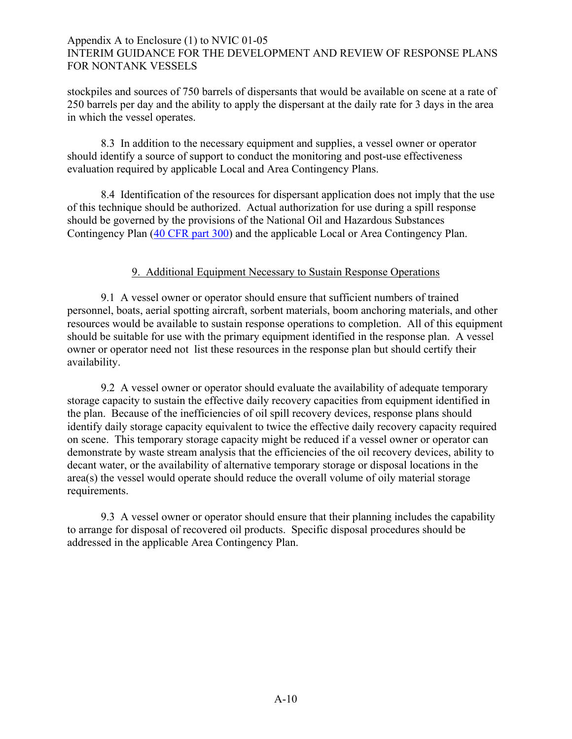stockpiles and sources of 750 barrels of dispersants that would be available on scene at a rate of 250 barrels per day and the ability to apply the dispersant at the daily rate for 3 days in the area in which the vessel operates.

8.3 In addition to the necessary equipment and supplies, a vessel owner or operator should identify a source of support to conduct the monitoring and post-use effectiveness evaluation required by applicable Local and Area Contingency Plans.

8.4 Identification of the resources for dispersant application does not imply that the use of this technique should be authorized. Actual authorization for use during a spill response should be governed by the provisions of the National Oil and Hazardous Substances Contingency Plan (40 CFR part 300) and the applicable Local or Area Contingency Plan.

## 9. Additional Equipment Necessary to Sustain Response Operations

9.1 A vessel owner or operator should ensure that sufficient numbers of trained personnel, boats, aerial spotting aircraft, sorbent materials, boom anchoring materials, and other resources would be available to sustain response operations to completion. All of this equipment should be suitable for use with the primary equipment identified in the response plan. A vessel owner or operator need not list these resources in the response plan but should certify their availability.

9.2 A vessel owner or operator should evaluate the availability of adequate temporary storage capacity to sustain the effective daily recovery capacities from equipment identified in the plan. Because of the inefficiencies of oil spill recovery devices, response plans should identify daily storage capacity equivalent to twice the effective daily recovery capacity required on scene. This temporary storage capacity might be reduced if a vessel owner or operator can demonstrate by waste stream analysis that the efficiencies of the oil recovery devices, ability to decant water, or the availability of alternative temporary storage or disposal locations in the area(s) the vessel would operate should reduce the overall volume of oily material storage requirements.

9.3 A vessel owner or operator should ensure that their planning includes the capability to arrange for disposal of recovered oil products. Specific disposal procedures should be addressed in the applicable Area Contingency Plan.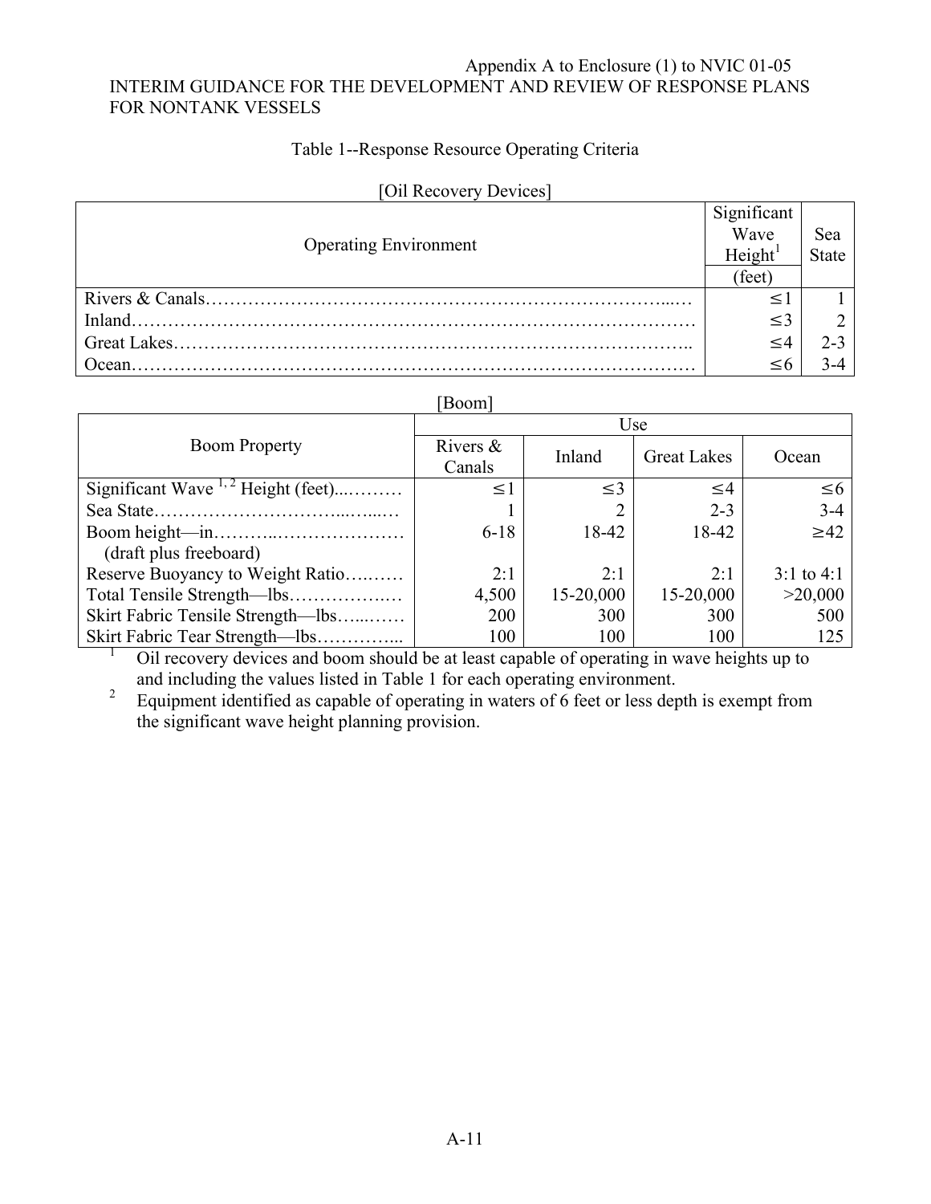Appendix A to Enclosure (1) to NVIC 01-05
INTERIM GUIDANCE FOR THE DEVELOPMENT AND REVIEW OF RESPONSE PLANS FOR NONTANK VESSELS

Table 1--Response Resource Operating Criteria

[Oil Recovery Devices]

| Operating Environment | Significant Wave Height[1] (feet) | Sea State |
|---|---|---|
| Rivers & Canals | ≤1 | 1 |
| Inland | ≤3 | 2 |
| Great Lakes | ≤4 | 2-3 |
| Ocean | ≤6 | 3-4 |

[Boom]

| Boom Property | Use | | | |
|---|---|---|---|---|
| | Rivers & Canals | Inland | Great Lakes | Ocean |
| Significant Wave [1, 2] Height (feet) | ≤1 | ≤3 | ≤4 | ≤6 |
| Sea State | 1 | 2 | 2-3 | 3-4 |
| Boom height—in (draft plus freeboard) | 6-18 | 18-42 | 18-42 | ≥42 |
| Reserve Buoyancy to Weight Ratio | 2:1 | 2:1 | 2:1 | 3:1 to 4:1 |
| Total Tensile Strength—lbs | 4,500 | 15-20,000 | 15-20,000 | >20,000 |
| Skirt Fabric Tensile Strength—lbs | 200 | 300 | 300 | 500 |
| Skirt Fabric Tear Strength—lbs | 100 | 100 | 100 | 125 |

[1] Oil recovery devices and boom should be at least capable of operating in wave heights up to and including the values listed in Table 1 for each operating environment.

[2] Equipment identified as capable of operating in waters of 6 feet or less depth is exempt from the significant wave height planning provision.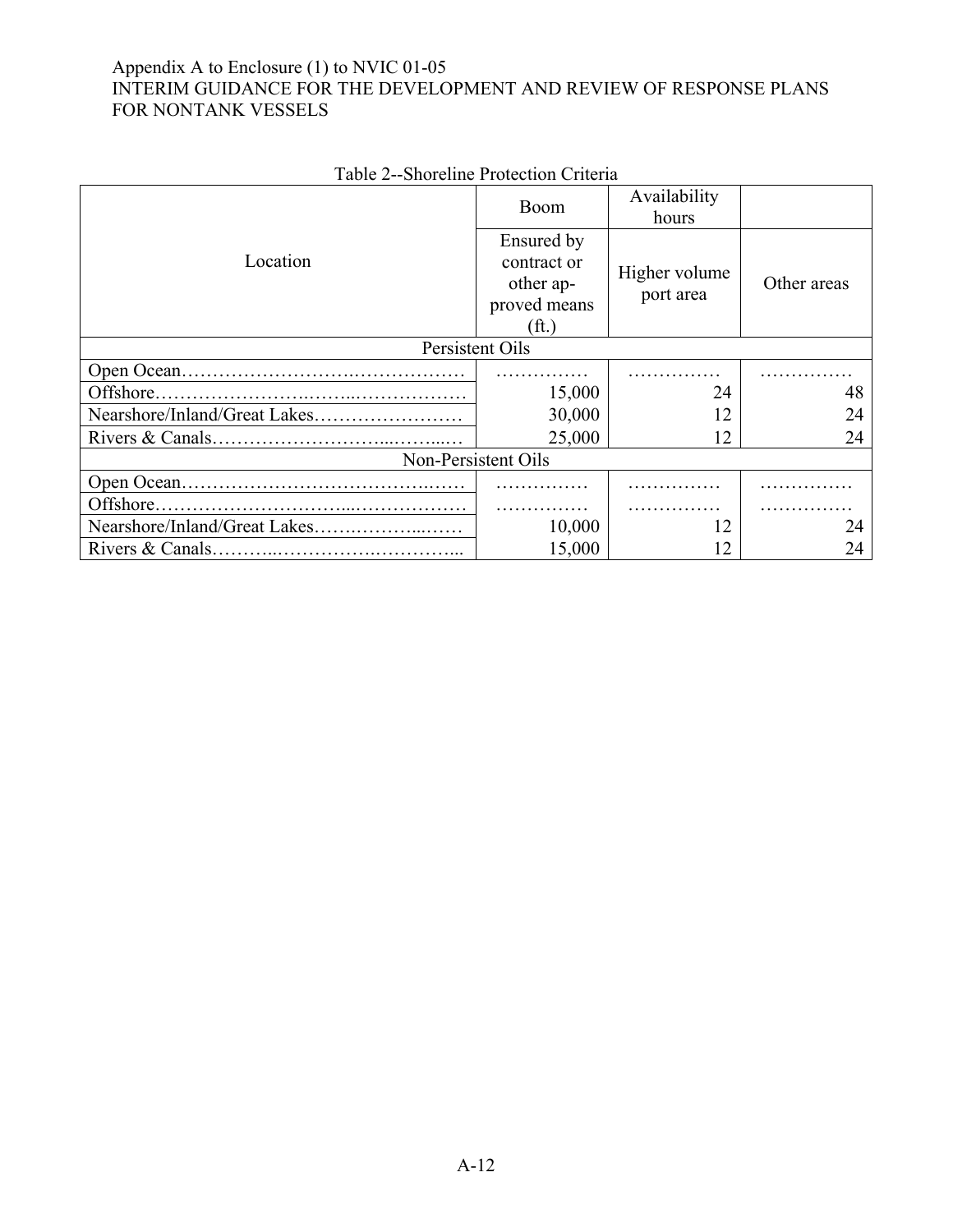Appendix A to Enclosure (1) to NVIC 01-05
INTERIM GUIDANCE FOR THE DEVELOPMENT AND REVIEW OF RESPONSE PLANS FOR NONTANK VESSELS

Table 2--Shoreline Protection Criteria

| Location | Boom | Availability hours | |
|---|---|---|---|
| | Ensured by contract or other approved means (ft.) | Higher volume port area | Other areas |
| **Persistent Oils** | | | |
| Open Ocean | …………… | …………… | …………… |
| Offshore | 15,000 | 24 | 48 |
| Nearshore/Inland/Great Lakes | 30,000 | 12 | 24 |
| Rivers & Canals | 25,000 | 12 | 24 |
| **Non-Persistent Oils** | | | |
| Open Ocean | …………… | …………… | …………… |
| Offshore | …………… | …………… | …………… |
| Nearshore/Inland/Great Lakes | 10,000 | 12 | 24 |
| Rivers & Canals | 15,000 | 12 | 24 |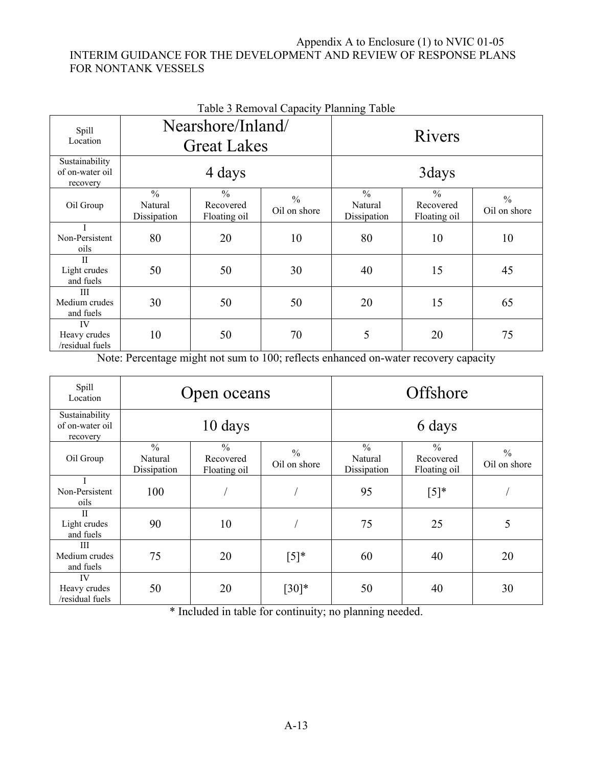Table 3 Removal Capacity Planning Table

| Spill Location | Nearshore/Inland/ Great Lakes | | | Rivers | | |
|---|---|---|---|---|---|---|
| Sustainability of on-water oil recovery | 4 days | | | 3days | | |
| Oil Group | % Natural Dissipation | % Recovered Floating oil | % Oil on shore | % Natural Dissipation | % Recovered Floating oil | % Oil on shore |
| I Non-Persistent oils | 80 | 20 | 10 | 80 | 10 | 10 |
| II Light crudes and fuels | 50 | 50 | 30 | 40 | 15 | 45 |
| III Medium crudes and fuels | 30 | 50 | 50 | 20 | 15 | 65 |
| IV Heavy crudes /residual fuels | 10 | 50 | 70 | 5 | 20 | 75 |

Note: Percentage might not sum to 100; reflects enhanced on-water recovery capacity

| Spill Location | Open oceans | | | Offshore | | |
|---|---|---|---|---|---|---|
| Sustainability of on-water oil recovery | 10 days | | | 6 days | | |
| Oil Group | % Natural Dissipation | % Recovered Floating oil | % Oil on shore | % Natural Dissipation | % Recovered Floating oil | % Oil on shore |
| I Non-Persistent oils | 100 | / | / | 95 | [5]* | / |
| II Light crudes and fuels | 90 | 10 | / | 75 | 25 | 5 |
| III Medium crudes and fuels | 75 | 20 | [5]* | 60 | 40 | 20 |
| IV Heavy crudes /residual fuels | 50 | 20 | [30]* | 50 | 40 | 30 |

* Included in table for continuity; no planning needed.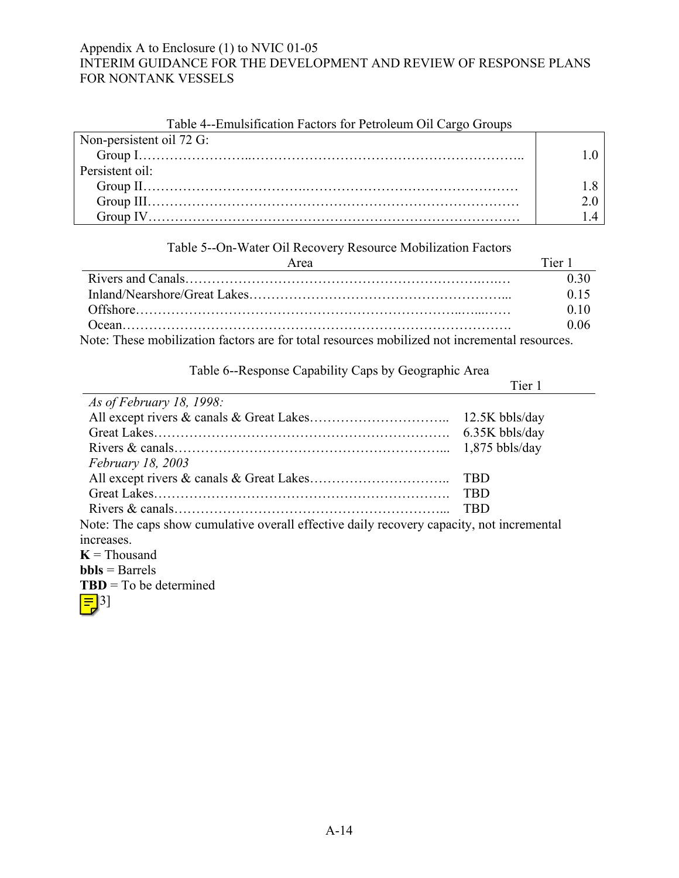Table 4--Emulsification Factors for Petroleum Oil Cargo Groups

| | |
|---|---|
| Non-persistent oil 72 G: | |
| Group I | 1.0 |
| Persistent oil: | |
| Group II | 1.8 |
| Group III | 2.0 |
| Group IV | 1.4 |

Table 5--On-Water Oil Recovery Resource Mobilization Factors

| Area | Tier 1 |
|---|---|
| Rivers and Canals | 0.30 |
| Inland/Nearshore/Great Lakes | 0.15 |
| Offshore | 0.10 |
| Ocean | 0.06 |

Note: These mobilization factors are for total resources mobilized not incremental resources.

Table 6--Response Capability Caps by Geographic Area

| | Tier 1 |
|---|---|
| *As of February 18, 1998:* | |
| All except rivers & canals & Great Lakes | 12.5K bbls/day |
| Great Lakes | 6.35K bbls/day |
| Rivers & canals | 1,875 bbls/day |
| *February 18, 2003* | |
| All except rivers & canals & Great Lakes | TBD |
| Great Lakes | TBD |
| Rivers & canals | TBD |

Note: The caps show cumulative overall effective daily recovery capacity, not incremental increases.

**K** = Thousand

**bbls** = Barrels

**TBD** = To be determined

3]